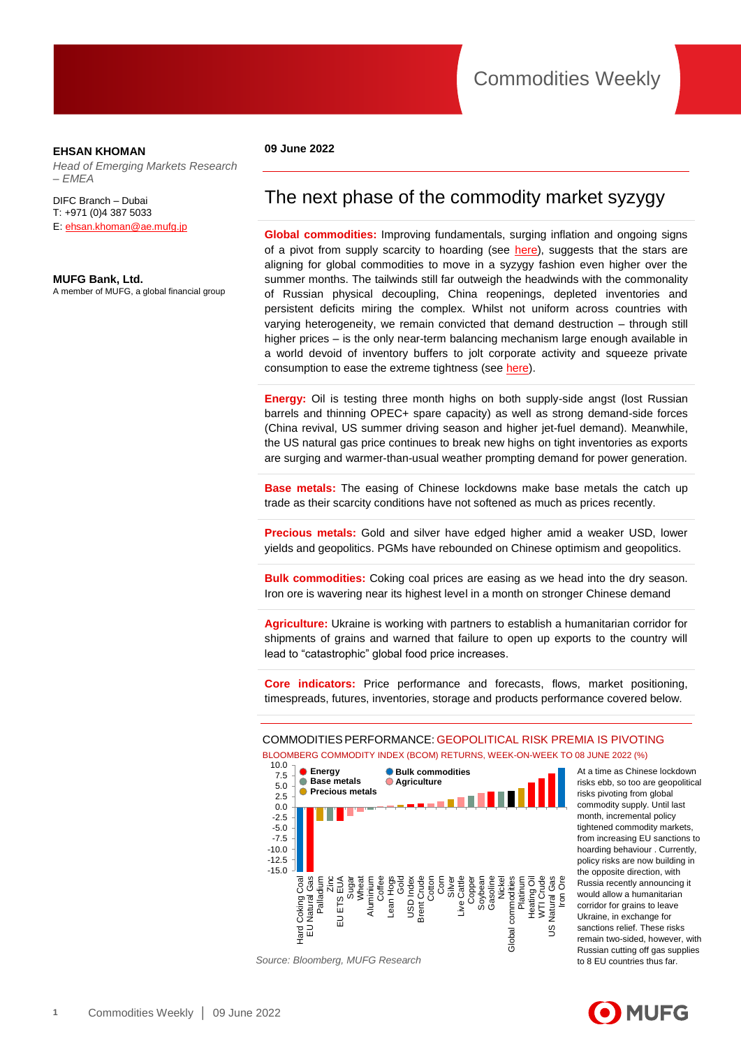**EHSAN KHOMAN**

*Head of Emerging Markets Research – EMEA*

DIFC Branch – Dubai
T: +971 (0)4 387 5033
E: ehsan.khoman@ae.mufg.jp

**MUFG Bank, Ltd.**
A member of MUFG, a global financial group

**09 June 2022**

# The next phase of the commodity market syzygy

**Global commodities:** Improving fundamentals, surging inflation and ongoing signs of a pivot from supply scarcity to hoarding (see here), suggests that the stars are aligning for global commodities to move in a syzygy fashion even higher over the summer months. The tailwinds still far outweigh the headwinds with the commonality of Russian physical decoupling, China reopenings, depleted inventories and persistent deficits miring the complex. Whilst not uniform across countries with varying heterogeneity, we remain convicted that demand destruction – through still higher prices – is the only near-term balancing mechanism large enough available in a world devoid of inventory buffers to jolt corporate activity and squeeze private consumption to ease the extreme tightness (see here).

**Energy:** Oil is testing three month highs on both supply-side angst (lost Russian barrels and thinning OPEC+ spare capacity) as well as strong demand-side forces (China revival, US summer driving season and higher jet-fuel demand). Meanwhile, the US natural gas price continues to break new highs on tight inventories as exports are surging and warmer-than-usual weather prompting demand for power generation.

**Base metals:** The easing of Chinese lockdowns make base metals the catch up trade as their scarcity conditions have not softened as much as prices recently.

**Precious metals:** Gold and silver have edged higher amid a weaker USD, lower yields and geopolitics. PGMs have rebounded on Chinese optimism and geopolitics.

**Bulk commodities:** Coking coal prices are easing as we head into the dry season. Iron ore is wavering near its highest level in a month on stronger Chinese demand

**Agriculture:** Ukraine is working with partners to establish a humanitarian corridor for shipments of grains and warned that failure to open up exports to the country will lead to "catastrophic" global food price increases.

**Core indicators:** Price performance and forecasts, flows, market positioning, timespreads, futures, inventories, storage and products performance covered below.

COMMODITIES PERFORMANCE: GEOPOLITICAL RISK PREMIA IS PIVOTING

BLOOMBERG COMMODITY INDEX (BCOM) RETURNS, WEEK-ON-WEEK TO 08 JUNE 2022 (%)

Chart legend: Energy; Base metals; Precious metals; Bulk commodities; Agriculture. Categories (left to right): Hard Coking Coal, EU Natural Gas, Palladium, Zinc, EU ETS EUA, Sugar, Wheat, Aluminium, Coffee, Lean Hogs, Gold, USD Index, Brent Crude, Cotton, Corn, Silver, Live Cattle, Copper, Soybean, Gasoline, Nickel, Global commodities, Platinum, Heating Oil, WTI Crude, US Natural Gas, Iron Ore.

At a time as Chinese lockdown risks ebb, so too are geopolitical risks pivoting from global commodity supply. Until last month, incremental policy tightened commodity markets, from increasing EU sanctions to hoarding behaviour . Currently, policy risks are now building in the opposite direction, with Russia recently announcing it would allow a humanitarian corridor for grains to leave Ukraine, in exchange for sanctions relief. These risks remain two-sided, however, with Russian cutting off gas supplies to 8 EU countries thus far.

*Source: Bloomberg, MUFG Research*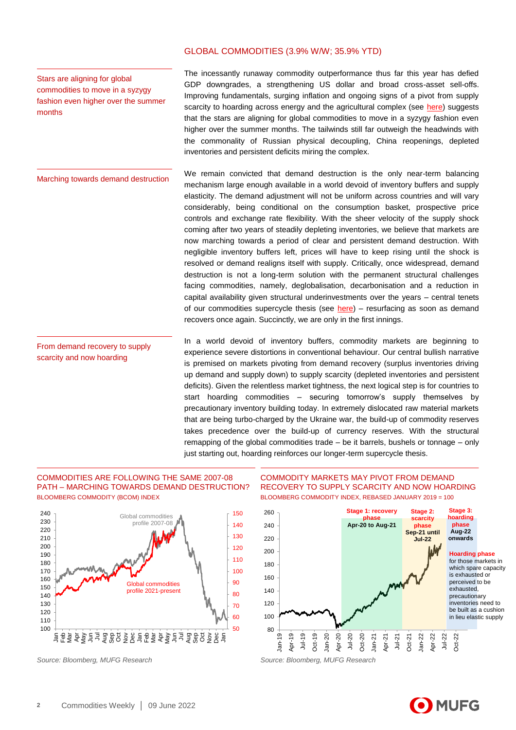## GLOBAL COMMODITIES (3.9% W/W; 35.9% YTD)

Stars are aligning for global commodities to move in a syzygy fashion even higher over the summer months

The incessantly runaway commodity outperformance thus far this year has defied GDP downgrades, a strengthening US dollar and broad cross-asset sell-offs. Improving fundamentals, surging inflation and ongoing signs of a pivot from supply scarcity to hoarding across energy and the agricultural complex (see here) suggests that the stars are aligning for global commodities to move in a syzygy fashion even higher over the summer months. The tailwinds still far outweigh the headwinds with the commonality of Russian physical decoupling, China reopenings, depleted inventories and persistent deficits miring the complex.

Marching towards demand destruction

We remain convicted that demand destruction is the only near-term balancing mechanism large enough available in a world devoid of inventory buffers and supply elasticity. The demand adjustment will not be uniform across countries and will vary considerably, being conditional on the consumption basket, prospective price controls and exchange rate flexibility. With the sheer velocity of the supply shock coming after two years of steadily depleting inventories, we believe that markets are now marching towards a period of clear and persistent demand destruction. With negligible inventory buffers left, prices will have to keep rising until the shock is resolved or demand realigns itself with supply. Critically, once widespread, demand destruction is not a long-term solution with the permanent structural challenges facing commodities, namely, deglobalisation, decarbonisation and a reduction in capital availability given structural underinvestments over the years – central tenets of our commodities supercycle thesis (see here) – resurfacing as soon as demand recovers once again. Succinctly, we are only in the first innings.

From demand recovery to supply scarcity and now hoarding

In a world devoid of inventory buffers, commodity markets are beginning to experience severe distortions in conventional behaviour. Our central bullish narrative is premised on markets pivoting from demand recovery (surplus inventories driving up demand and supply down) to supply scarcity (depleted inventories and persistent deficits). Given the relentless market tightness, the next logical step is for countries to start hoarding commodities – securing tomorrow's supply themselves by precautionary inventory building today. In extremely dislocated raw material markets that are being turbo-charged by the Ukraine war, the build-up of commodity reserves takes precedence over the build-up of currency reserves. With the structural remapping of the global commodities trade – be it barrels, bushels or tonnage – only just starting out, hoarding reinforces our longer-term supercycle thesis.

**COMMODITIES ARE FOLLOWING THE SAME 2007-08 PATH – MARCHING TOWARDS DEMAND DESTRUCTION?**
BLOOMBERG COMMODITY (BCOM) INDEX

Source: Bloomberg, MUFG Research

**COMMODITY MARKETS MAY PIVOT FROM DEMAND RECOVERY TO SUPPLY SCARCITY AND NOW HOARDING**
BLOOMBERG COMMODITY INDEX, REBASED JANUARY 2019 = 100

Source: Bloomberg, MUFG Research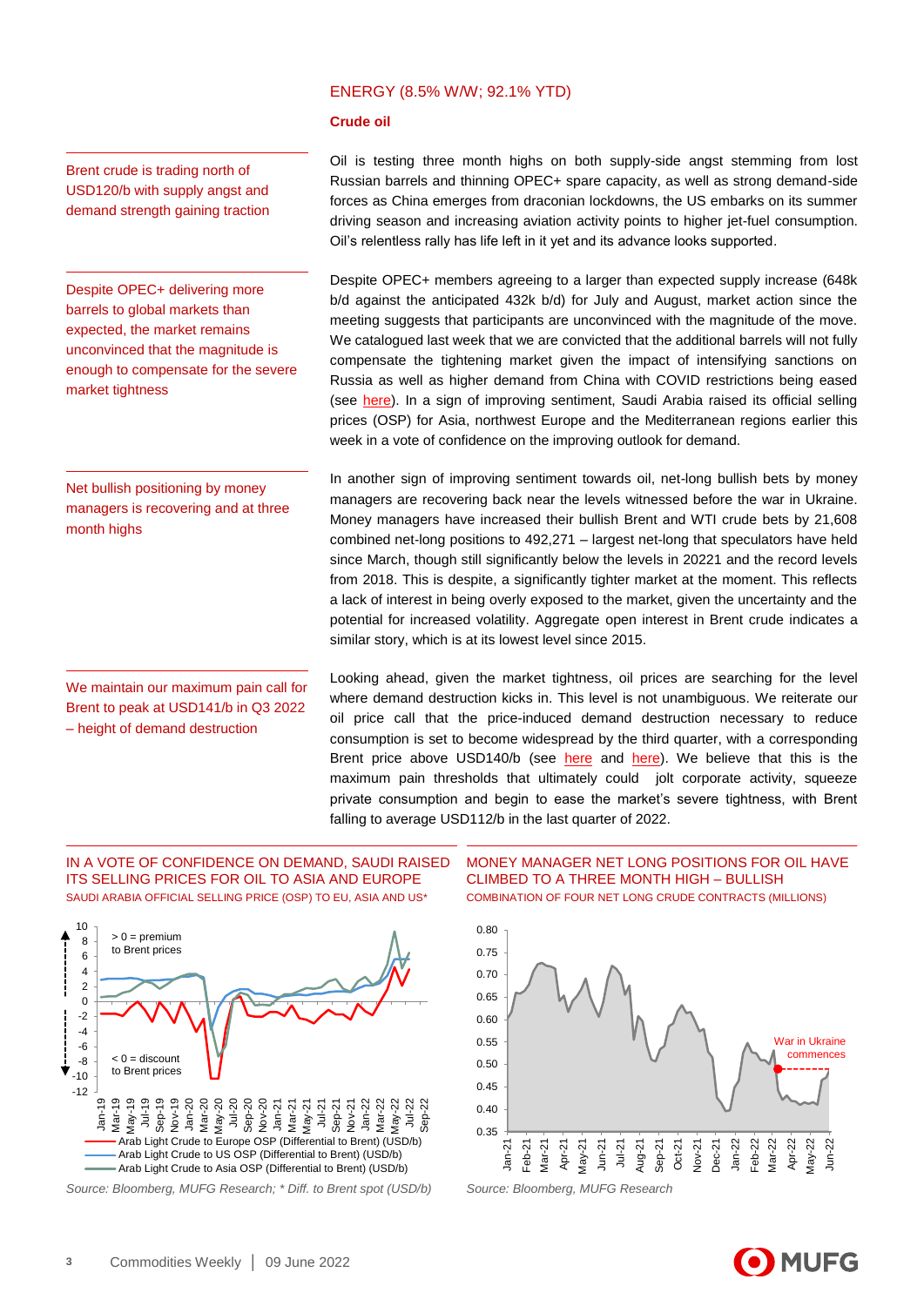## ENERGY (8.5% W/W; 92.1% YTD)

### Crude oil

Brent crude is trading north of USD120/b with supply angst and demand strength gaining traction

Oil is testing three month highs on both supply-side angst stemming from lost Russian barrels and thinning OPEC+ spare capacity, as well as strong demand-side forces as China emerges from draconian lockdowns, the US embarks on its summer driving season and increasing aviation activity points to higher jet-fuel consumption. Oil's relentless rally has life left in it yet and its advance looks supported.

Despite OPEC+ delivering more barrels to global markets than expected, the market remains unconvinced that the magnitude is enough to compensate for the severe market tightness

Despite OPEC+ members agreeing to a larger than expected supply increase (648k b/d against the anticipated 432k b/d) for July and August, market action since the meeting suggests that participants are unconvinced with the magnitude of the move. We catalogued last week that we are convicted that the additional barrels will not fully compensate the tightening market given the impact of intensifying sanctions on Russia as well as higher demand from China with COVID restrictions being eased (see here). In a sign of improving sentiment, Saudi Arabia raised its official selling prices (OSP) for Asia, northwest Europe and the Mediterranean regions earlier this week in a vote of confidence on the improving outlook for demand.

Net bullish positioning by money managers is recovering and at three month highs

In another sign of improving sentiment towards oil, net-long bullish bets by money managers are recovering back near the levels witnessed before the war in Ukraine. Money managers have increased their bullish Brent and WTI crude bets by 21,608 combined net-long positions to 492,271 – largest net-long that speculators have held since March, though still significantly below the levels in 20221 and the record levels from 2018. This is despite, a significantly tighter market at the moment. This reflects a lack of interest in being overly exposed to the market, given the uncertainty and the potential for increased volatility. Aggregate open interest in Brent crude indicates a similar story, which is at its lowest level since 2015.

We maintain our maximum pain call for Brent to peak at USD141/b in Q3 2022 – height of demand destruction

Looking ahead, given the market tightness, oil prices are searching for the level where demand destruction kicks in. This level is not unambiguous. We reiterate our oil price call that the price-induced demand destruction necessary to reduce consumption is set to become widespread by the third quarter, with a corresponding Brent price above USD140/b (see here and here). We believe that this is the maximum pain thresholds that ultimately could jolt corporate activity, squeeze private consumption and begin to ease the market's severe tightness, with Brent falling to average USD112/b in the last quarter of 2022.

IN A VOTE OF CONFIDENCE ON DEMAND, SAUDI RAISED ITS SELLING PRICES FOR OIL TO ASIA AND EUROPE
SAUDI ARABIA OFFICIAL SELLING PRICE (OSP) TO EU, ASIA AND US*

Source: Bloomberg, MUFG Research; * Diff. to Brent spot (USD/b)

MONEY MANAGER NET LONG POSITIONS FOR OIL HAVE CLIMBED TO A THREE MONTH HIGH – BULLISH
COMBINATION OF FOUR NET LONG CRUDE CONTRACTS (MILLIONS)

Source: Bloomberg, MUFG Research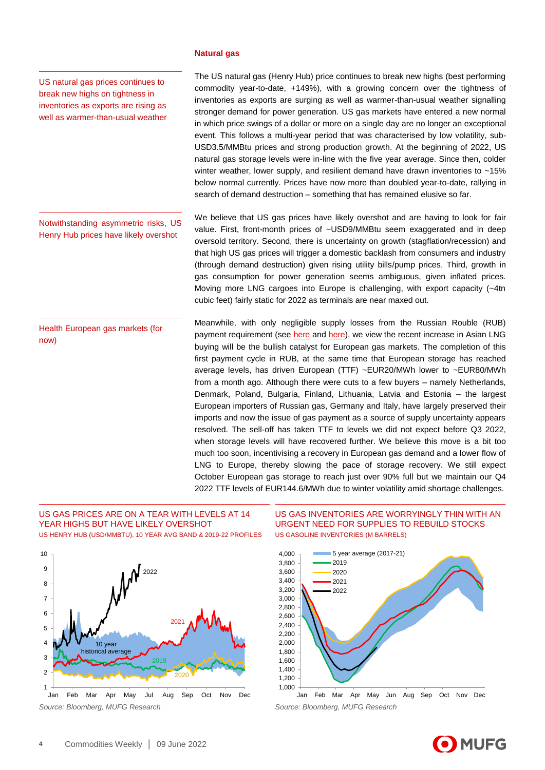## Natural gas

US natural gas prices continues to break new highs on tightness in inventories as exports are rising as well as warmer-than-usual weather

The US natural gas (Henry Hub) price continues to break new highs (best performing commodity year-to-date, +149%), with a growing concern over the tightness of inventories as exports are surging as well as warmer-than-usual weather signalling stronger demand for power generation. US gas markets have entered a new normal in which price swings of a dollar or more on a single day are no longer an exceptional event. This follows a multi-year period that was characterised by low volatility, sub-USD3.5/MMBtu prices and strong production growth. At the beginning of 2022, US natural gas storage levels were in-line with the five year average. Since then, colder winter weather, lower supply, and resilient demand have drawn inventories to ~15% below normal currently. Prices have now more than doubled year-to-date, rallying in search of demand destruction – something that has remained elusive so far.

Notwithstanding asymmetric risks, US Henry Hub prices have likely overshot

We believe that US gas prices have likely overshot and are having to look for fair value. First, front-month prices of ~USD9/MMBtu seem exaggerated and in deep oversold territory. Second, there is uncertainty on growth (stagflation/recession) and that high US gas prices will trigger a domestic backlash from consumers and industry (through demand destruction) given rising utility bills/pump prices. Third, growth in gas consumption for power generation seems ambiguous, given inflated prices. Moving more LNG cargoes into Europe is challenging, with export capacity (~4tn cubic feet) fairly static for 2022 as terminals are near maxed out.

Health European gas markets (for now)

Meanwhile, with only negligible supply losses from the Russian Rouble (RUB) payment requirement (see here and here), we view the recent increase in Asian LNG buying will be the bullish catalyst for European gas markets. The completion of this first payment cycle in RUB, at the same time that European storage has reached average levels, has driven European (TTF) ~EUR20/MWh lower to ~EUR80/MWh from a month ago. Although there were cuts to a few buyers – namely Netherlands, Denmark, Poland, Bulgaria, Finland, Lithuania, Latvia and Estonia – the largest European importers of Russian gas, Germany and Italy, have largely preserved their imports and now the issue of gas payment as a source of supply uncertainty appears resolved. The sell-off has taken TTF to levels we did not expect before Q3 2022, when storage levels will have recovered further. We believe this move is a bit too much too soon, incentivising a recovery in European gas demand and a lower flow of LNG to Europe, thereby slowing the pace of storage recovery. We still expect October European gas storage to reach just over 90% full but we maintain our Q4 2022 TTF levels of EUR144.6/MWh due to winter volatility amid shortage challenges.

**US GAS PRICES ARE ON A TEAR WITH LEVELS AT 14 YEAR HIGHS BUT HAVE LIKELY OVERSHOT**

US HENRY HUB (USD/MMBTU), 10 YEAR AVG BAND & 2019-22 PROFILES

*Source: Bloomberg, MUFG Research*

**US GAS INVENTORIES ARE WORRYINGLY THIN WITH AN URGENT NEED FOR SUPPLIES TO REBUILD STOCKS**

US GASOLINE INVENTORIES (M BARRELS)

*Source: Bloomberg, MUFG Research*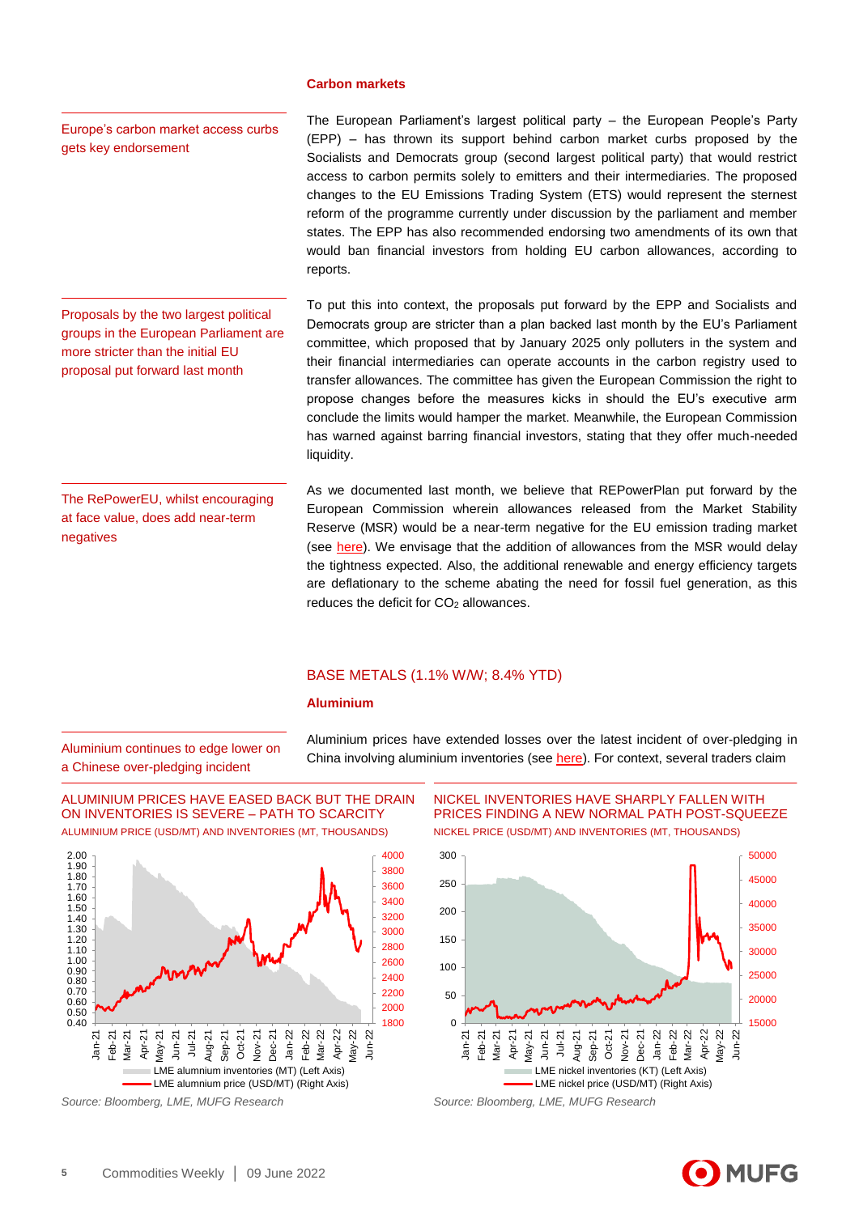### Carbon markets

Europe's carbon market access curbs gets key endorsement

The European Parliament's largest political party – the European People's Party (EPP) – has thrown its support behind carbon market curbs proposed by the Socialists and Democrats group (second largest political party) that would restrict access to carbon permits solely to emitters and their intermediaries. The proposed changes to the EU Emissions Trading System (ETS) would represent the sternest reform of the programme currently under discussion by the parliament and member states. The EPP has also recommended endorsing two amendments of its own that would ban financial investors from holding EU carbon allowances, according to reports.

Proposals by the two largest political groups in the European Parliament are more stricter than the initial EU proposal put forward last month

To put this into context, the proposals put forward by the EPP and Socialists and Democrats group are stricter than a plan backed last month by the EU's Parliament committee, which proposed that by January 2025 only polluters in the system and their financial intermediaries can operate accounts in the carbon registry used to transfer allowances. The committee has given the European Commission the right to propose changes before the measures kicks in should the EU's executive arm conclude the limits would hamper the market. Meanwhile, the European Commission has warned against barring financial investors, stating that they offer much-needed liquidity.

The RePowerEU, whilst encouraging at face value, does add near-term negatives

As we documented last month, we believe that REPowerPlan put forward by the European Commission wherein allowances released from the Market Stability Reserve (MSR) would be a near-term negative for the EU emission trading market (see here). We envisage that the addition of allowances from the MSR would delay the tightness expected. Also, the additional renewable and energy efficiency targets are deflationary to the scheme abating the need for fossil fuel generation, as this reduces the deficit for $CO_2$ allowances.

## BASE METALS (1.1% W/W; 8.4% YTD)

### Aluminium

Aluminium continues to edge lower on a Chinese over-pledging incident

Aluminium prices have extended losses over the latest incident of over-pledging in China involving aluminium inventories (see here). For context, several traders claim

ALUMINIUM PRICES HAVE EASED BACK BUT THE DRAIN ON INVENTORIES IS SEVERE – PATH TO SCARCITY

ALUMINIUM PRICE (USD/MT) AND INVENTORIES (MT, THOUSANDS)

*Source: Bloomberg, LME, MUFG Research*

NICKEL INVENTORIES HAVE SHARPLY FALLEN WITH PRICES FINDING A NEW NORMAL PATH POST-SQUEEZE

NICKEL PRICE (USD/MT) AND INVENTORIES (MT, THOUSANDS)

*Source: Bloomberg, LME, MUFG Research*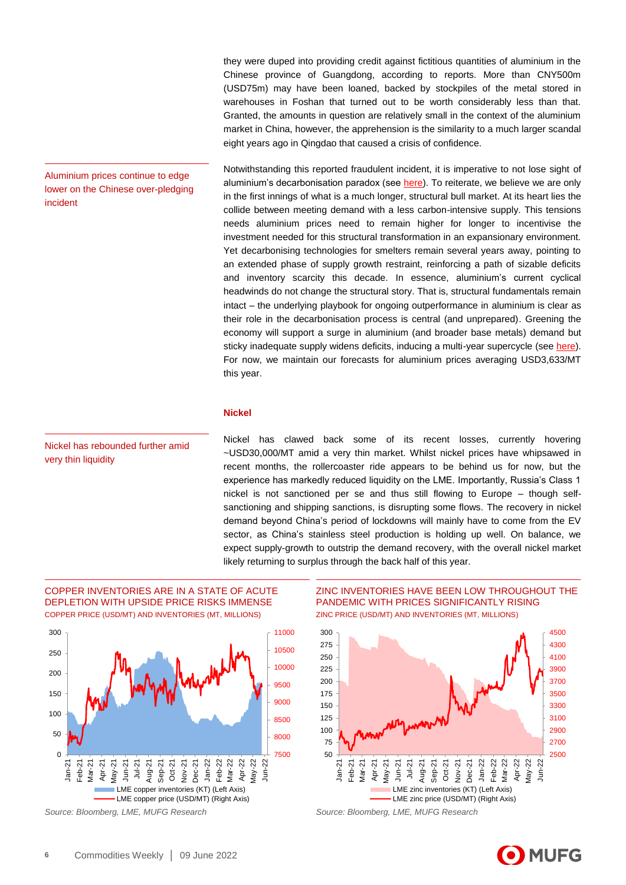they were duped into providing credit against fictitious quantities of aluminium in the Chinese province of Guangdong, according to reports. More than CNY500m (USD75m) may have been loaned, backed by stockpiles of the metal stored in warehouses in Foshan that turned out to be worth considerably less than that. Granted, the amounts in question are relatively small in the context of the aluminium market in China, however, the apprehension is the similarity to a much larger scandal eight years ago in Qingdao that caused a crisis of confidence.

Aluminium prices continue to edge lower on the Chinese over-pledging incident

Notwithstanding this reported fraudulent incident, it is imperative to not lose sight of aluminium's decarbonisation paradox (see here). To reiterate, we believe we are only in the first innings of what is a much longer, structural bull market. At its heart lies the collide between meeting demand with a less carbon-intensive supply. This tensions needs aluminium prices need to remain higher for longer to incentivise the investment needed for this structural transformation in an expansionary environment. Yet decarbonising technologies for smelters remain several years away, pointing to an extended phase of supply growth restraint, reinforcing a path of sizable deficits and inventory scarcity this decade. In essence, aluminium's current cyclical headwinds do not change the structural story. That is, structural fundamentals remain intact – the underlying playbook for ongoing outperformance in aluminium is clear as their role in the decarbonisation process is central (and unprepared). Greening the economy will support a surge in aluminium (and broader base metals) demand but sticky inadequate supply widens deficits, inducing a multi-year supercycle (see here). For now, we maintain our forecasts for aluminium prices averaging USD3,633/MT this year.

## Nickel

Nickel has rebounded further amid very thin liquidity

Nickel has clawed back some of its recent losses, currently hovering ~USD30,000/MT amid a very thin market. Whilst nickel prices have whipsawed in recent months, the rollercoaster ride appears to be behind us for now, but the experience has markedly reduced liquidity on the LME. Importantly, Russia's Class 1 nickel is not sanctioned per se and thus still flowing to Europe – though self-sanctioning and shipping sanctions, is disrupting some flows. The recovery in nickel demand beyond China's period of lockdowns will mainly have to come from the EV sector, as China's stainless steel production is holding up well. On balance, we expect supply-growth to outstrip the demand recovery, with the overall nickel market likely returning to surplus through the back half of this year.

COPPER INVENTORIES ARE IN A STATE OF ACUTE DEPLETION WITH UPSIDE PRICE RISKS IMMENSE

COPPER PRICE (USD/MT) AND INVENTORIES (MT, MILLIONS)

*Source: Bloomberg, LME, MUFG Research*

ZINC INVENTORIES HAVE BEEN LOW THROUGHOUT THE PANDEMIC WITH PRICES SIGNIFICANTLY RISING

ZINC PRICE (USD/MT) AND INVENTORIES (MT, MILLIONS)

*Source: Bloomberg, LME, MUFG Research*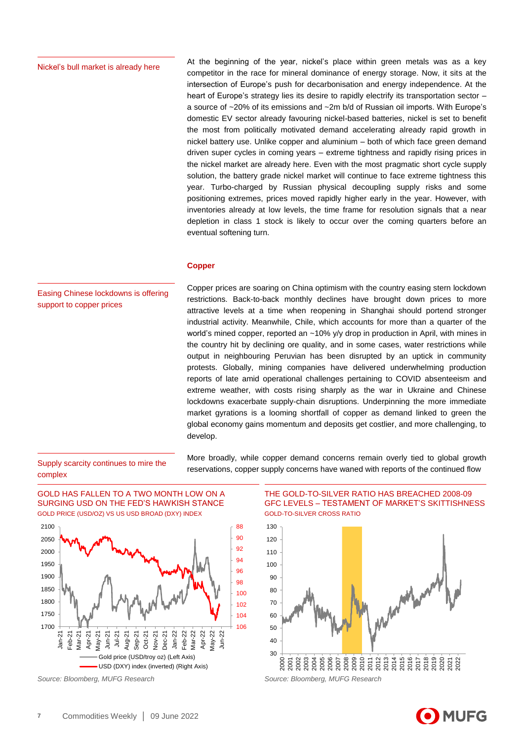Nickel's bull market is already here

At the beginning of the year, nickel's place within green metals was as a key competitor in the race for mineral dominance of energy storage. Now, it sits at the intersection of Europe's push for decarbonisation and energy independence. At the heart of Europe's strategy lies its desire to rapidly electrify its transportation sector – a source of ~20% of its emissions and ~2m b/d of Russian oil imports. With Europe's domestic EV sector already favouring nickel-based batteries, nickel is set to benefit the most from politically motivated demand accelerating already rapid growth in nickel battery use. Unlike copper and aluminium – both of which face green demand driven super cycles in coming years – extreme tightness and rapidly rising prices in the nickel market are already here. Even with the most pragmatic short cycle supply solution, the battery grade nickel market will continue to face extreme tightness this year. Turbo-charged by Russian physical decoupling supply risks and some positioning extremes, prices moved rapidly higher early in the year. However, with inventories already at low levels, the time frame for resolution signals that a near depletion in class 1 stock is likely to occur over the coming quarters before an eventual softening turn.

### Copper

Easing Chinese lockdowns is offering support to copper prices

Copper prices are soaring on China optimism with the country easing stern lockdown restrictions. Back-to-back monthly declines have brought down prices to more attractive levels at a time when reopening in Shanghai should portend stronger industrial activity. Meanwhile, Chile, which accounts for more than a quarter of the world's mined copper, reported an ~10% y/y drop in production in April, with mines in the country hit by declining ore quality, and in some cases, water restrictions while output in neighbouring Peruvian has been disrupted by an uptick in community protests. Globally, mining companies have delivered underwhelming production reports of late amid operational challenges pertaining to COVID absenteeism and extreme weather, with costs rising sharply as the war in Ukraine and Chinese lockdowns exacerbate supply-chain disruptions. Underpinning the more immediate market gyrations is a looming shortfall of copper as demand linked to green the global economy gains momentum and deposits get costlier, and more challenging, to develop.

Supply scarcity continues to mire the complex

More broadly, while copper demand concerns remain overly tied to global growth reservations, copper supply concerns have waned with reports of the continued flow

GOLD HAS FALLEN TO A TWO MONTH LOW ON A SURGING USD ON THE FED'S HAWKISH STANCE

GOLD PRICE (USD/OZ) VS US USD BROAD (DXY) INDEX

Source: Bloomberg, MUFG Research

THE GOLD-TO-SILVER RATIO HAS BREACHED 2008-09 GFC LEVELS – TESTAMENT OF MARKET'S SKITTISHNESS

GOLD-TO-SILVER CROSS RATIO

Source: Bloomberg, MUFG Research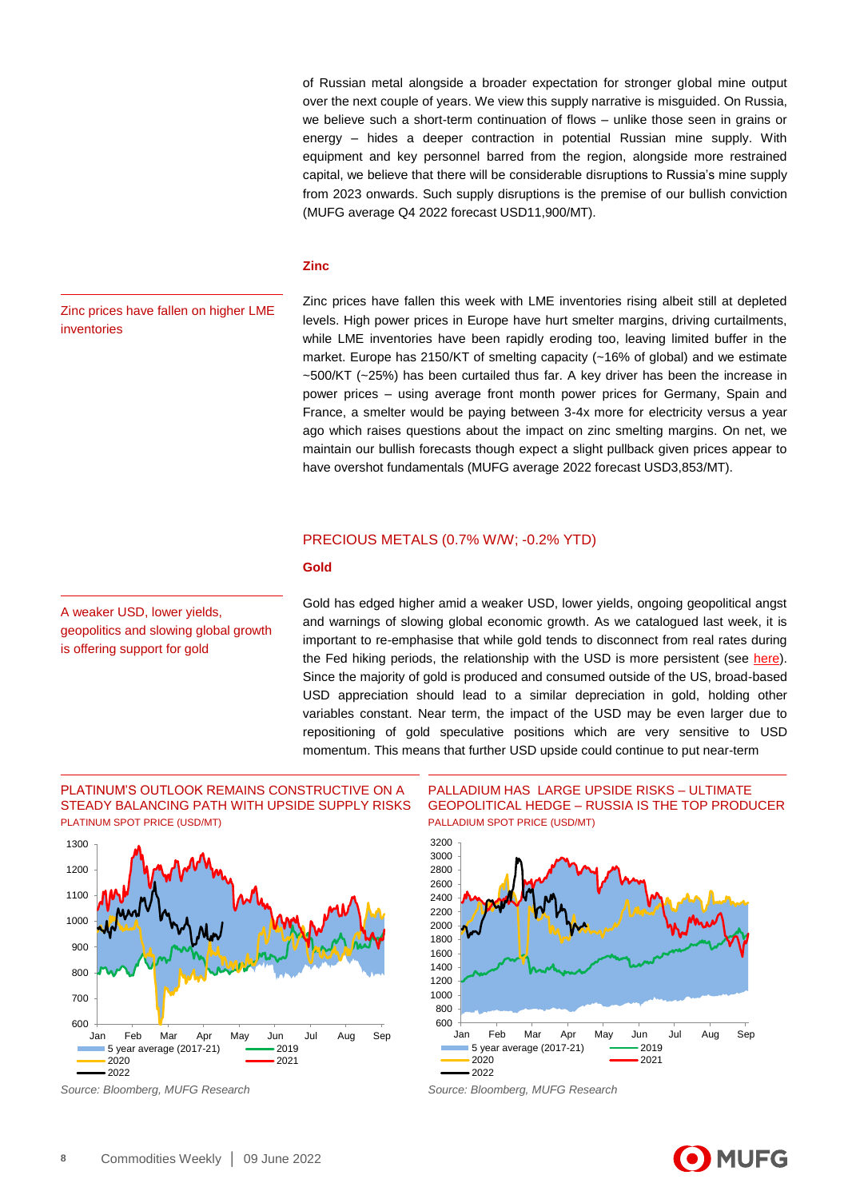of Russian metal alongside a broader expectation for stronger global mine output over the next couple of years. We view this supply narrative is misguided. On Russia, we believe such a short-term continuation of flows – unlike those seen in grains or energy – hides a deeper contraction in potential Russian mine supply. With equipment and key personnel barred from the region, alongside more restrained capital, we believe that there will be considerable disruptions to Russia's mine supply from 2023 onwards. Such supply disruptions is the premise of our bullish conviction (MUFG average Q4 2022 forecast USD11,900/MT).

### Zinc

Zinc prices have fallen on higher LME inventories

Zinc prices have fallen this week with LME inventories rising albeit still at depleted levels. High power prices in Europe have hurt smelter margins, driving curtailments, while LME inventories have been rapidly eroding too, leaving limited buffer in the market. Europe has 2150/KT of smelting capacity (~16% of global) and we estimate ~500/KT (~25%) has been curtailed thus far. A key driver has been the increase in power prices – using average front month power prices for Germany, Spain and France, a smelter would be paying between 3-4x more for electricity versus a year ago which raises questions about the impact on zinc smelting margins. On net, we maintain our bullish forecasts though expect a slight pullback given prices appear to have overshot fundamentals (MUFG average 2022 forecast USD3,853/MT).

## PRECIOUS METALS (0.7% W/W; -0.2% YTD)

### Gold

A weaker USD, lower yields, geopolitics and slowing global growth is offering support for gold

Gold has edged higher amid a weaker USD, lower yields, ongoing geopolitical angst and warnings of slowing global economic growth. As we catalogued last week, it is important to re-emphasise that while gold tends to disconnect from real rates during the Fed hiking periods, the relationship with the USD is more persistent (see here). Since the majority of gold is produced and consumed outside of the US, broad-based USD appreciation should lead to a similar depreciation in gold, holding other variables constant. Near term, the impact of the USD may be even larger due to repositioning of gold speculative positions which are very sensitive to USD momentum. This means that further USD upside could continue to put near-term

**PLATINUM'S OUTLOOK REMAINS CONSTRUCTIVE ON A STEADY BALANCING PATH WITH UPSIDE SUPPLY RISKS**

PLATINUM SPOT PRICE (USD/MT)

*Source: Bloomberg, MUFG Research*

**PALLADIUM HAS LARGE UPSIDE RISKS – ULTIMATE GEOPOLITICAL HEDGE – RUSSIA IS THE TOP PRODUCER**

PALLADIUM SPOT PRICE (USD/MT)

*Source: Bloomberg, MUFG Research*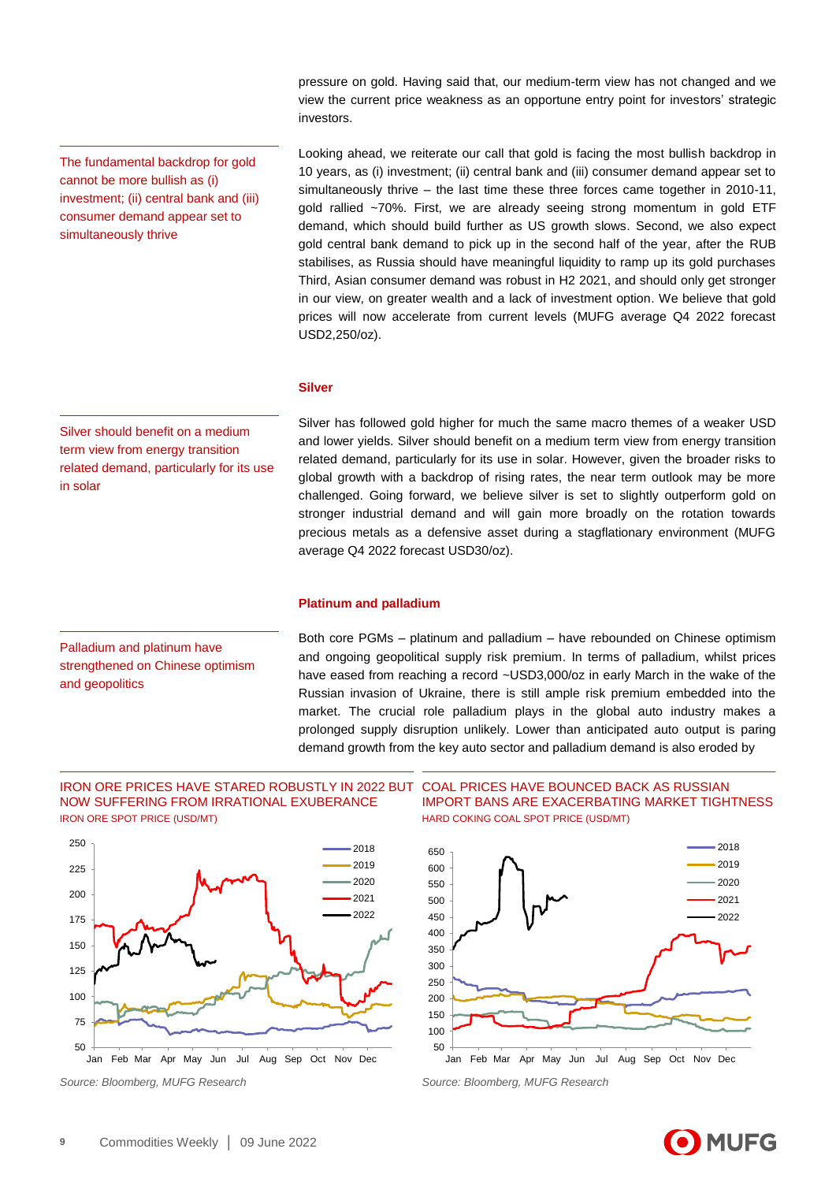pressure on gold. Having said that, our medium-term view has not changed and we view the current price weakness as an opportune entry point for investors' strategic investors.

The fundamental backdrop for gold cannot be more bullish as (i) investment; (ii) central bank and (iii) consumer demand appear set to simultaneously thrive

Looking ahead, we reiterate our call that gold is facing the most bullish backdrop in 10 years, as (i) investment; (ii) central bank and (iii) consumer demand appear set to simultaneously thrive – the last time these three forces came together in 2010-11, gold rallied ~70%. First, we are already seeing strong momentum in gold ETF demand, which should build further as US growth slows. Second, we also expect gold central bank demand to pick up in the second half of the year, after the RUB stabilises, as Russia should have meaningful liquidity to ramp up its gold purchases Third, Asian consumer demand was robust in H2 2021, and should only get stronger in our view, on greater wealth and a lack of investment option. We believe that gold prices will now accelerate from current levels (MUFG average Q4 2022 forecast USD2,250/oz).

## Silver

Silver should benefit on a medium term view from energy transition related demand, particularly for its use in solar

Silver has followed gold higher for much the same macro themes of a weaker USD and lower yields. Silver should benefit on a medium term view from energy transition related demand, particularly for its use in solar. However, given the broader risks to global growth with a backdrop of rising rates, the near term outlook may be more challenged. Going forward, we believe silver is set to slightly outperform gold on stronger industrial demand and will gain more broadly on the rotation towards precious metals as a defensive asset during a stagflationary environment (MUFG average Q4 2022 forecast USD30/oz).

## Platinum and palladium

Palladium and platinum have strengthened on Chinese optimism and geopolitics

Both core PGMs – platinum and palladium – have rebounded on Chinese optimism and ongoing geopolitical supply risk premium. In terms of palladium, whilst prices have eased from reaching a record ~USD3,000/oz in early March in the wake of the Russian invasion of Ukraine, there is still ample risk premium embedded into the market. The crucial role palladium plays in the global auto industry makes a prolonged supply disruption unlikely. Lower than anticipated auto output is paring demand growth from the key auto sector and palladium demand is also eroded by

IRON ORE PRICES HAVE STARED ROBUSTLY IN 2022 BUT NOW SUFFERING FROM IRRATIONAL EXUBERANCE

IRON ORE SPOT PRICE (USD/MT)

*Source: Bloomberg, MUFG Research*

COAL PRICES HAVE BOUNCED BACK AS RUSSIAN IMPORT BANS ARE EXACERBATING MARKET TIGHTNESS

HARD COKING COAL SPOT PRICE (USD/MT)

*Source: Bloomberg, MUFG Research*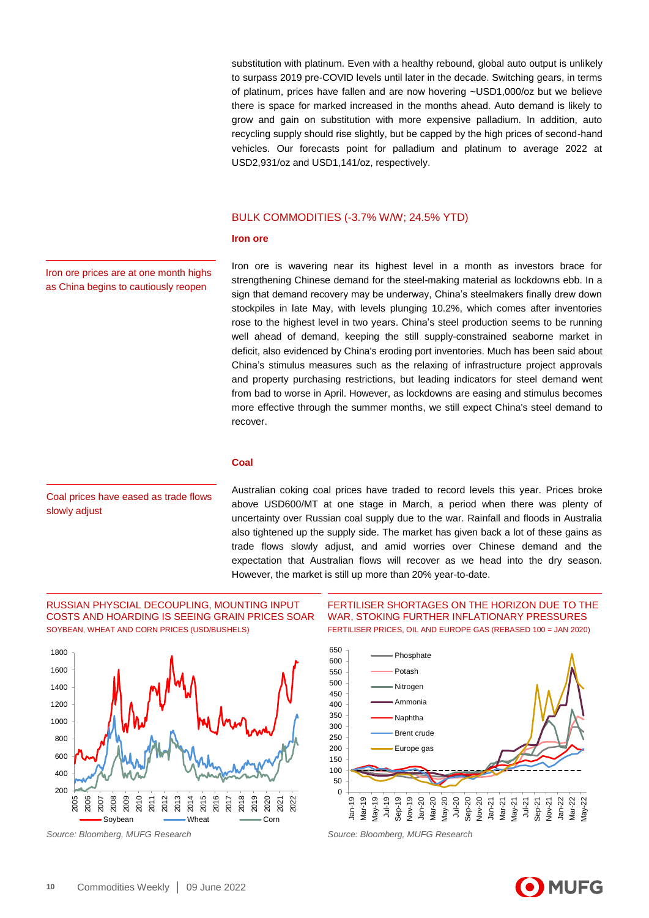substitution with platinum. Even with a healthy rebound, global auto output is unlikely to surpass 2019 pre-COVID levels until later in the decade. Switching gears, in terms of platinum, prices have fallen and are now hovering ~USD1,000/oz but we believe there is space for marked increased in the months ahead. Auto demand is likely to grow and gain on substitution with more expensive palladium. In addition, auto recycling supply should rise slightly, but be capped by the high prices of second-hand vehicles. Our forecasts point for palladium and platinum to average 2022 at USD2,931/oz and USD1,141/oz, respectively.

## BULK COMMODITIES (-3.7% W/W; 24.5% YTD)

### Iron ore

*Iron ore prices are at one month highs as China begins to cautiously reopen*

Iron ore is wavering near its highest level in a month as investors brace for strengthening Chinese demand for the steel-making material as lockdowns ebb. In a sign that demand recovery may be underway, China's steelmakers finally drew down stockpiles in late May, with levels plunging 10.2%, which comes after inventories rose to the highest level in two years. China's steel production seems to be running well ahead of demand, keeping the still supply-constrained seaborne market in deficit, also evidenced by China's eroding port inventories. Much has been said about China's stimulus measures such as the relaxing of infrastructure project approvals and property purchasing restrictions, but leading indicators for steel demand went from bad to worse in April. However, as lockdowns are easing and stimulus becomes more effective through the summer months, we still expect China's steel demand to recover.

### Coal

*Coal prices have eased as trade flows slowly adjust*

Australian coking coal prices have traded to record levels this year. Prices broke above USD600/MT at one stage in March, a period when there was plenty of uncertainty over Russian coal supply due to the war. Rainfall and floods in Australia also tightened up the supply side. The market has given back a lot of these gains as trade flows slowly adjust, and amid worries over Chinese demand and the expectation that Australian flows will recover as we head into the dry season. However, the market is still up more than 20% year-to-date.

**RUSSIAN PHYSCIAL DECOUPLING, MOUNTING INPUT COSTS AND HOARDING IS SEEING GRAIN PRICES SOAR**
SOYBEAN, WHEAT AND CORN PRICES (USD/BUSHELS)

*Source: Bloomberg, MUFG Research*

**FERTILISER SHORTAGES ON THE HORIZON DUE TO THE WAR, STOKING FURTHER INFLATIONARY PRESSURES**
FERTILISER PRICES, OIL AND EUROPE GAS (REBASED 100 = JAN 2020)

*Source: Bloomberg, MUFG Research*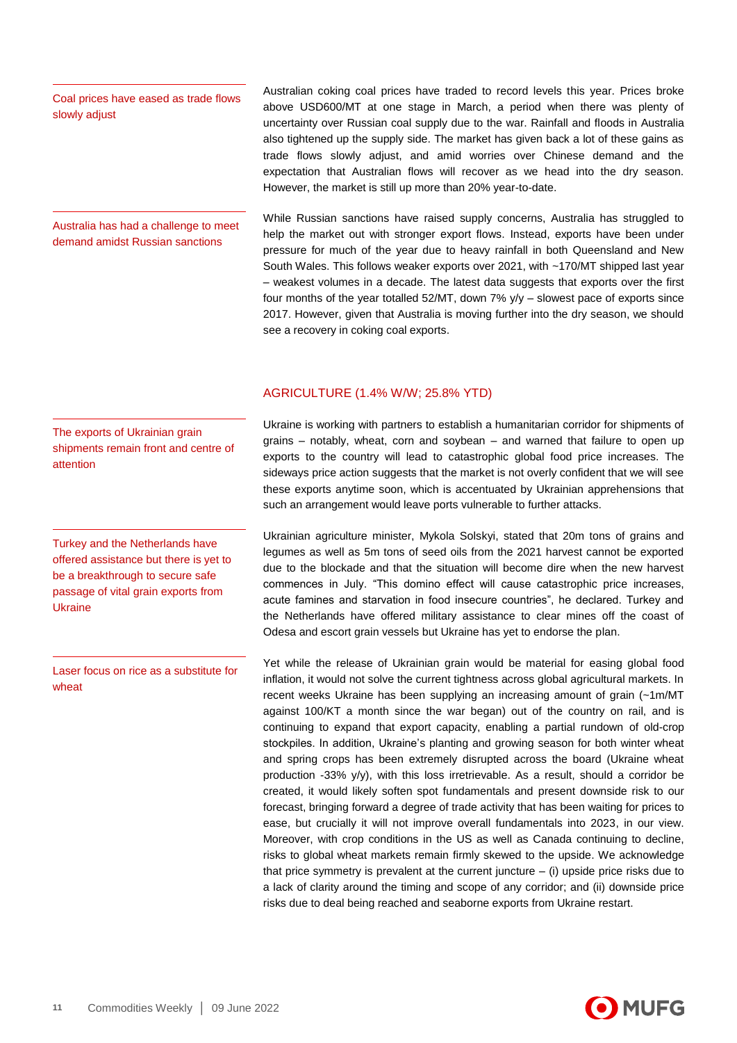Coal prices have eased as trade flows slowly adjust

Australian coking coal prices have traded to record levels this year. Prices broke above USD600/MT at one stage in March, a period when there was plenty of uncertainty over Russian coal supply due to the war. Rainfall and floods in Australia also tightened up the supply side. The market has given back a lot of these gains as trade flows slowly adjust, and amid worries over Chinese demand and the expectation that Australian flows will recover as we head into the dry season. However, the market is still up more than 20% year-to-date.

Australia has had a challenge to meet demand amidst Russian sanctions

While Russian sanctions have raised supply concerns, Australia has struggled to help the market out with stronger export flows. Instead, exports have been under pressure for much of the year due to heavy rainfall in both Queensland and New South Wales. This follows weaker exports over 2021, with ~170/MT shipped last year – weakest volumes in a decade. The latest data suggests that exports over the first four months of the year totalled 52/MT, down 7% y/y – slowest pace of exports since 2017. However, given that Australia is moving further into the dry season, we should see a recovery in coking coal exports.

## AGRICULTURE (1.4% W/W; 25.8% YTD)

The exports of Ukrainian grain shipments remain front and centre of attention

Ukraine is working with partners to establish a humanitarian corridor for shipments of grains – notably, wheat, corn and soybean – and warned that failure to open up exports to the country will lead to catastrophic global food price increases. The sideways price action suggests that the market is not overly confident that we will see these exports anytime soon, which is accentuated by Ukrainian apprehensions that such an arrangement would leave ports vulnerable to further attacks.

Turkey and the Netherlands have offered assistance but there is yet to be a breakthrough to secure safe passage of vital grain exports from Ukraine

Ukrainian agriculture minister, Mykola Solskyi, stated that 20m tons of grains and legumes as well as 5m tons of seed oils from the 2021 harvest cannot be exported due to the blockade and that the situation will become dire when the new harvest commences in July. "This domino effect will cause catastrophic price increases, acute famines and starvation in food insecure countries", he declared. Turkey and the Netherlands have offered military assistance to clear mines off the coast of Odesa and escort grain vessels but Ukraine has yet to endorse the plan.

Laser focus on rice as a substitute for wheat

Yet while the release of Ukrainian grain would be material for easing global food inflation, it would not solve the current tightness across global agricultural markets. In recent weeks Ukraine has been supplying an increasing amount of grain (~1m/MT against 100/KT a month since the war began) out of the country on rail, and is continuing to expand that export capacity, enabling a partial rundown of old-crop stockpiles. In addition, Ukraine's planting and growing season for both winter wheat and spring crops has been extremely disrupted across the board (Ukraine wheat production -33% y/y), with this loss irretrievable. As a result, should a corridor be created, it would likely soften spot fundamentals and present downside risk to our forecast, bringing forward a degree of trade activity that has been waiting for prices to ease, but crucially it will not improve overall fundamentals into 2023, in our view. Moreover, with crop conditions in the US as well as Canada continuing to decline, risks to global wheat markets remain firmly skewed to the upside. We acknowledge that price symmetry is prevalent at the current juncture – (i) upside price risks due to a lack of clarity around the timing and scope of any corridor; and (ii) downside price risks due to deal being reached and seaborne exports from Ukraine restart.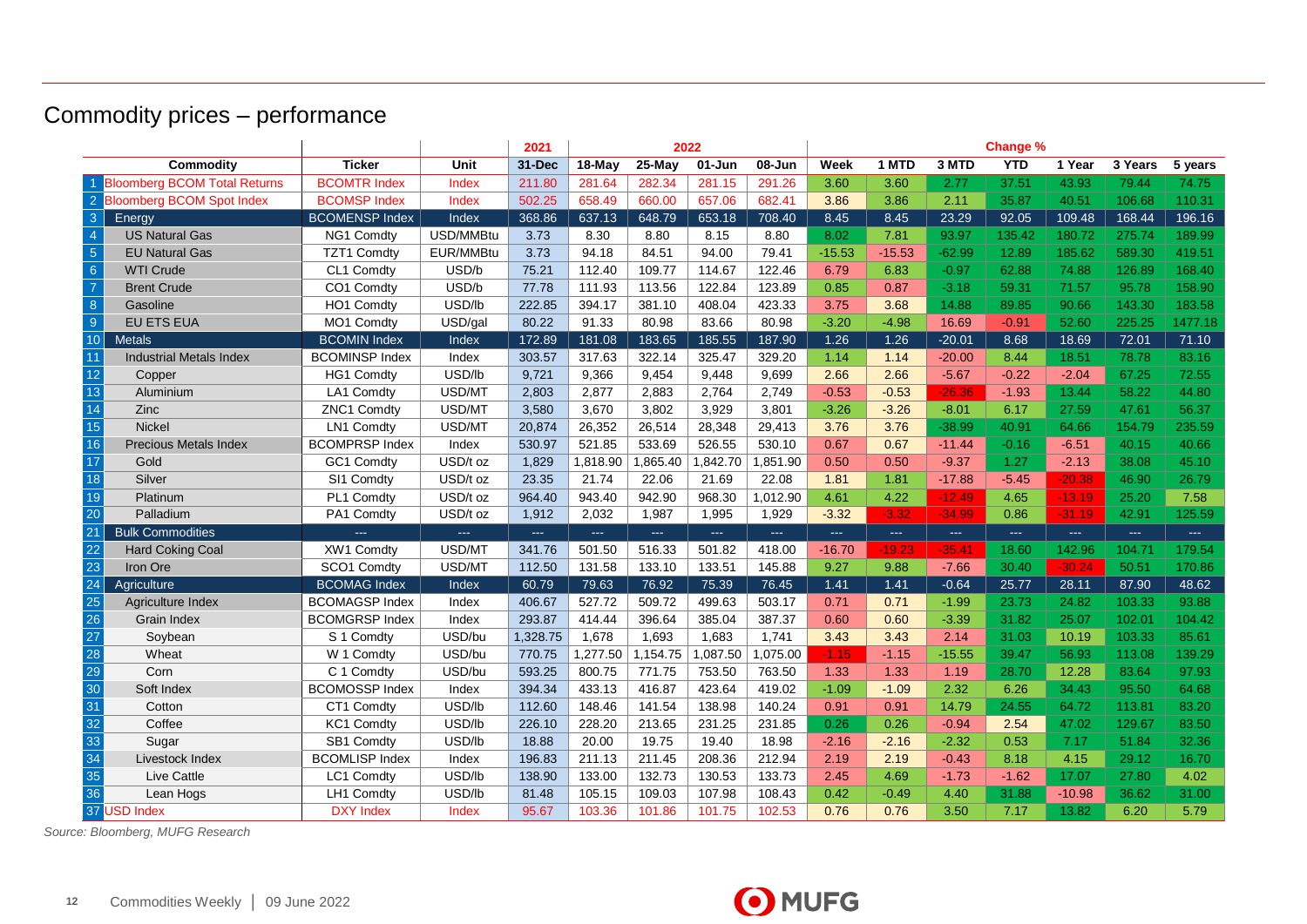# Commodity prices – performance

| | Commodity | Ticker | Unit | 2021 | 2022 | | | | Change % | | | | | | |
|---|---|---|---|---|---|---|---|---|---|---|---|---|---|---|---|
| | | | | 31-Dec | 18-May | 25-May | 01-Jun | 08-Jun | Week | 1 MTD | 3 MTD | YTD | 1 Year | 3 Years | 5 years |
| 1 | Bloomberg BCOM Total Returns | BCOMTR Index | Index | 211.80 | 281.64 | 282.34 | 281.15 | 291.26 | 3.60 | 3.60 | 2.77 | 37.51 | 43.93 | 79.44 | 74.75 |
| 2 | Bloomberg BCOM Spot Index | BCOMSP Index | Index | 502.25 | 658.49 | 660.00 | 657.06 | 682.41 | 3.86 | 3.86 | 2.11 | 35.87 | 40.51 | 106.68 | 110.31 |
| 3 | Energy | BCOMENSP Index | Index | 368.86 | 637.13 | 648.79 | 653.18 | 708.40 | 8.45 | 8.45 | 23.29 | 92.05 | 109.48 | 168.44 | 196.16 |
| 4 | US Natural Gas | NG1 Comdty | USD/MMBtu | 3.73 | 8.30 | 8.80 | 8.15 | 8.80 | 8.02 | 7.81 | 93.97 | 135.42 | 180.72 | 275.74 | 189.99 |
| 5 | EU Natural Gas | TZT1 Comdty | EUR/MMBtu | 3.73 | 94.18 | 84.51 | 94.00 | 79.41 | -15.53 | -15.53 | -62.99 | 12.89 | 185.62 | 589.30 | 419.51 |
| 6 | WTI Crude | CL1 Comdty | USD/b | 75.21 | 112.40 | 109.77 | 114.67 | 122.46 | 6.79 | 6.83 | -0.97 | 62.88 | 74.88 | 126.89 | 168.40 |
| 7 | Brent Crude | CO1 Comdty | USD/b | 77.78 | 111.93 | 113.56 | 122.84 | 123.89 | 0.85 | 0.87 | -3.18 | 59.31 | 71.57 | 95.78 | 158.90 |
| 8 | Gasoline | HO1 Comdty | USD/lb | 222.85 | 394.17 | 381.10 | 408.04 | 423.33 | 3.75 | 3.68 | 14.88 | 89.85 | 90.66 | 143.30 | 183.58 |
| 9 | EU ETS EUA | MO1 Comdty | USD/gal | 80.22 | 91.33 | 80.98 | 83.66 | 80.98 | -3.20 | -4.98 | 16.69 | -0.91 | 52.60 | 225.25 | 1477.18 |
| 10 | Metals | BCOMIN Index | Index | 172.89 | 181.08 | 183.65 | 185.55 | 187.90 | 1.26 | 1.26 | -20.01 | 8.68 | 18.69 | 72.01 | 71.10 |
| 11 | Industrial Metals Index | BCOMINSP Index | Index | 303.57 | 317.63 | 322.14 | 325.47 | 329.20 | 1.14 | 1.14 | -20.00 | 8.44 | 18.51 | 78.78 | 83.16 |
| 12 | Copper | HG1 Comdty | USD/lb | 9,721 | 9,366 | 9,454 | 9,448 | 9,699 | 2.66 | 2.66 | -5.67 | -0.22 | -2.04 | 67.25 | 72.55 |
| 13 | Aluminium | LA1 Comdty | USD/MT | 2,803 | 2,877 | 2,883 | 2,764 | 2,749 | -0.53 | -0.53 | -26.36 | -1.93 | 13.44 | 58.22 | 44.80 |
| 14 | Zinc | ZNC1 Comdty | USD/MT | 3,580 | 3,670 | 3,802 | 3,929 | 3,801 | -3.26 | -3.26 | -8.01 | 6.17 | 27.59 | 47.61 | 56.37 |
| 15 | Nickel | LN1 Comdty | USD/MT | 20,874 | 26,352 | 26,514 | 28,348 | 29,413 | 3.76 | 3.76 | -38.99 | 40.91 | 64.66 | 154.79 | 235.59 |
| 16 | Precious Metals Index | BCOMPRSP Index | Index | 530.97 | 521.85 | 533.69 | 526.55 | 530.10 | 0.67 | 0.67 | -11.44 | -0.16 | -6.51 | 40.15 | 40.66 |
| 17 | Gold | GC1 Comdty | USD/t oz | 1,829 | 1,818.90 | 1,865.40 | 1,842.70 | 1,851.90 | 0.50 | 0.50 | -9.37 | 1.27 | -2.13 | 38.08 | 45.10 |
| 18 | Silver | SI1 Comdty | USD/t oz | 23.35 | 21.74 | 22.06 | 21.69 | 22.08 | 1.81 | 1.81 | -17.88 | -5.45 | -20.38 | 46.90 | 26.79 |
| 19 | Platinum | PL1 Comdty | USD/t oz | 964.40 | 943.40 | 942.90 | 968.30 | 1,012.90 | 4.61 | 4.22 | -12.49 | 4.65 | -13.19 | 25.20 | 7.58 |
| 20 | Palladium | PA1 Comdty | USD/t oz | 1,912 | 2,032 | 1,987 | 1,995 | 1,929 | -3.32 | -3.32 | -34.99 | 0.86 | -31.19 | 42.91 | 125.59 |
| 21 | Bulk Commodities | --- | --- | --- | --- | --- | --- | --- | --- | --- | --- | --- | --- | --- | --- |
| 22 | Hard Coking Coal | XW1 Comdty | USD/MT | 341.76 | 501.50 | 516.33 | 501.82 | 418.00 | -16.70 | -19.23 | -35.41 | 18.60 | 142.96 | 104.71 | 179.54 |
| 23 | Iron Ore | SCO1 Comdty | USD/MT | 112.50 | 131.58 | 133.10 | 133.51 | 145.88 | 9.27 | 9.88 | -7.66 | 30.40 | -30.24 | 50.51 | 170.86 |
| 24 | Agriculture | BCOMAG Index | Index | 60.79 | 79.63 | 76.92 | 75.39 | 76.45 | 1.41 | 1.41 | -0.64 | 25.77 | 28.11 | 87.90 | 48.62 |
| 25 | Agriculture Index | BCOMAGSP Index | Index | 406.67 | 527.72 | 509.72 | 499.63 | 503.17 | 0.71 | 0.71 | -1.99 | 23.73 | 24.82 | 103.33 | 93.88 |
| 26 | Grain Index | BCOMGRSP Index | Index | 293.87 | 414.44 | 396.64 | 385.04 | 387.37 | 0.60 | 0.60 | -3.39 | 31.82 | 25.07 | 102.01 | 104.42 |
| 27 | Soybean | S 1 Comdty | USD/bu | 1,328.75 | 1,678 | 1,693 | 1,683 | 1,741 | 3.43 | 3.43 | 2.14 | 31.03 | 10.19 | 103.33 | 85.61 |
| 28 | Wheat | W 1 Comdty | USD/bu | 770.75 | 1,277.50 | 1,154.75 | 1,087.50 | 1,075.00 | -1.15 | -1.15 | -15.55 | 39.47 | 56.93 | 113.08 | 139.29 |
| 29 | Corn | C 1 Comdty | USD/bu | 593.25 | 800.75 | 771.75 | 753.50 | 763.50 | 1.33 | 1.33 | 1.19 | 28.70 | 12.28 | 83.64 | 97.93 |
| 30 | Soft Index | BCOMOSSP Index | Index | 394.34 | 433.13 | 416.87 | 423.64 | 419.02 | -1.09 | -1.09 | 2.32 | 6.26 | 34.43 | 95.50 | 64.68 |
| 31 | Cotton | CT1 Comdty | USD/lb | 112.60 | 148.46 | 141.54 | 138.98 | 140.24 | 0.91 | 0.91 | 14.79 | 24.55 | 64.72 | 113.81 | 83.20 |
| 32 | Coffee | KC1 Comdty | USD/lb | 226.10 | 228.20 | 213.65 | 231.25 | 231.85 | 0.26 | 0.26 | -0.94 | 2.54 | 47.02 | 129.67 | 83.50 |
| 33 | Sugar | SB1 Comdty | USD/lb | 18.88 | 20.00 | 19.75 | 19.40 | 18.98 | -2.16 | -2.16 | -2.32 | 0.53 | 7.17 | 51.84 | 32.36 |
| 34 | Livestock Index | BCOMLISP Index | Index | 196.83 | 211.13 | 211.45 | 208.36 | 212.94 | 2.19 | 2.19 | -0.43 | 8.18 | 4.15 | 29.12 | 16.70 |
| 35 | Live Cattle | LC1 Comdty | USD/lb | 138.90 | 133.00 | 132.73 | 130.53 | 133.73 | 2.45 | 4.69 | -1.73 | -1.62 | 17.07 | 27.80 | 4.02 |
| 36 | Lean Hogs | LH1 Comdty | USD/lb | 81.48 | 105.15 | 109.03 | 107.98 | 108.43 | 0.42 | -0.49 | 4.40 | 31.88 | -10.98 | 36.62 | 31.00 |
| 37 | USD Index | DXY Index | Index | 95.67 | 103.36 | 101.86 | 101.75 | 102.53 | 0.76 | 0.76 | 3.50 | 7.17 | 13.82 | 6.20 | 5.79 |

*Source: Bloomberg, MUFG Research*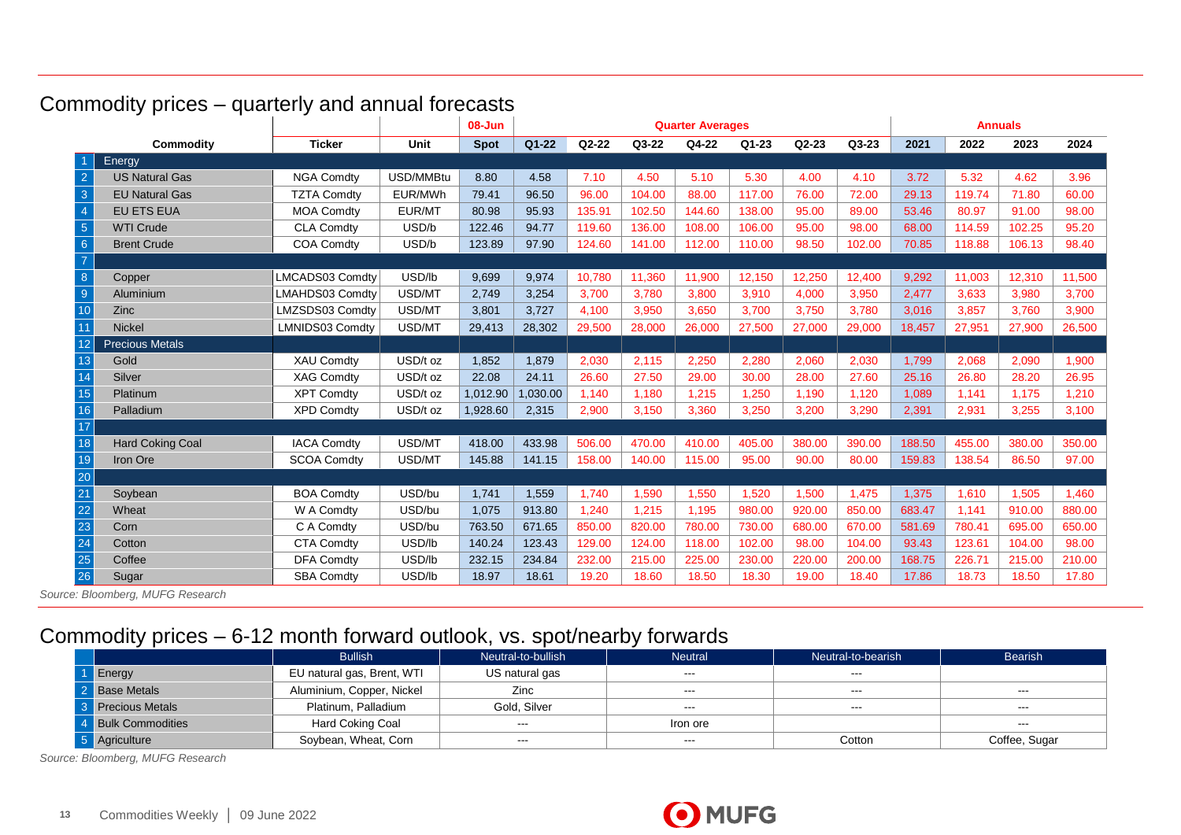## Commodity prices – quarterly and annual forecasts

| | Commodity | Ticker | Unit | 08-Jun | Quarter Averages | | | | | | | Annuals | | | |
|---|---|---|---|---|---|---|---|---|---|---|---|---|---|---|---|
| | | | | Spot | Q1-22 | Q2-22 | Q3-22 | Q4-22 | Q1-23 | Q2-23 | Q3-23 | 2021 | 2022 | 2023 | 2024 |
| 1 | Energy | | | | | | | | | | | | | | |
| 2 | US Natural Gas | NGA Comdty | USD/MMBtu | 8.80 | 4.58 | 7.10 | 4.50 | 5.10 | 5.30 | 4.00 | 4.10 | 3.72 | 5.32 | 4.62 | 3.96 |
| 3 | EU Natural Gas | TZTA Comdty | EUR/MWh | 79.41 | 96.50 | 96.00 | 104.00 | 88.00 | 117.00 | 76.00 | 72.00 | 29.13 | 119.74 | 71.80 | 60.00 |
| 4 | EU ETS EUA | MOA Comdty | EUR/MT | 80.98 | 95.93 | 135.91 | 102.50 | 144.60 | 138.00 | 95.00 | 89.00 | 53.46 | 80.97 | 91.00 | 98.00 |
| 5 | WTI Crude | CLA Comdty | USD/b | 122.46 | 94.77 | 119.60 | 136.00 | 108.00 | 106.00 | 95.00 | 98.00 | 68.00 | 114.59 | 102.25 | 95.20 |
| 6 | Brent Crude | COA Comdty | USD/b | 123.89 | 97.90 | 124.60 | 141.00 | 112.00 | 110.00 | 98.50 | 102.00 | 70.85 | 118.88 | 106.13 | 98.40 |
| 7 | | | | | | | | | | | | | | | |
| 8 | Copper | LMCADS03 Comdty | USD/lb | 9,699 | 9,974 | 10,780 | 11,360 | 11,900 | 12,150 | 12,250 | 12,400 | 9,292 | 11,003 | 12,310 | 11,500 |
| 9 | Aluminium | LMAHDS03 Comdty | USD/MT | 2,749 | 3,254 | 3,700 | 3,780 | 3,800 | 3,910 | 4,000 | 3,950 | 2,477 | 3,633 | 3,980 | 3,700 |
| 10 | Zinc | LMZSDS03 Comdty | USD/MT | 3,801 | 3,727 | 4,100 | 3,950 | 3,650 | 3,700 | 3,750 | 3,780 | 3,016 | 3,857 | 3,760 | 3,900 |
| 11 | Nickel | LMNIDS03 Comdty | USD/MT | 29,413 | 28,302 | 29,500 | 28,000 | 26,000 | 27,500 | 27,000 | 29,000 | 18,457 | 27,951 | 27,900 | 26,500 |
| 12 | Precious Metals | | | | | | | | | | | | | | |
| 13 | Gold | XAU Comdty | USD/t oz | 1,852 | 1,879 | 2,030 | 2,115 | 2,250 | 2,280 | 2,060 | 2,030 | 1,799 | 2,068 | 2,090 | 1,900 |
| 14 | Silver | XAG Comdty | USD/t oz | 22.08 | 24.11 | 26.60 | 27.50 | 29.00 | 30.00 | 28.00 | 27.60 | 25.16 | 26.80 | 28.20 | 26.95 |
| 15 | Platinum | XPT Comdty | USD/t oz | 1,012.90 | 1,030.00 | 1,140 | 1,180 | 1,215 | 1,250 | 1,190 | 1,120 | 1,089 | 1,141 | 1,175 | 1,210 |
| 16 | Palladium | XPD Comdty | USD/t oz | 1,928.60 | 2,315 | 2,900 | 3,150 | 3,360 | 3,250 | 3,200 | 3,290 | 2,391 | 2,931 | 3,255 | 3,100 |
| 17 | | | | | | | | | | | | | | | |
| 18 | Hard Coking Coal | IACA Comdty | USD/MT | 418.00 | 433.98 | 506.00 | 470.00 | 410.00 | 405.00 | 380.00 | 390.00 | 188.50 | 455.00 | 380.00 | 350.00 |
| 19 | Iron Ore | SCOA Comdty | USD/MT | 145.88 | 141.15 | 158.00 | 140.00 | 115.00 | 95.00 | 90.00 | 80.00 | 159.83 | 138.54 | 86.50 | 97.00 |
| 20 | | | | | | | | | | | | | | | |
| 21 | Soybean | BOA Comdty | USD/bu | 1,741 | 1,559 | 1,740 | 1,590 | 1,550 | 1,520 | 1,500 | 1,475 | 1,375 | 1,610 | 1,505 | 1,460 |
| 22 | Wheat | W A Comdty | USD/bu | 1,075 | 913.80 | 1,240 | 1,215 | 1,195 | 980.00 | 920.00 | 850.00 | 683.47 | 1,141 | 910.00 | 880.00 |
| 23 | Corn | C A Comdty | USD/bu | 763.50 | 671.65 | 850.00 | 820.00 | 780.00 | 730.00 | 680.00 | 670.00 | 581.69 | 780.41 | 695.00 | 650.00 |
| 24 | Cotton | CTA Comdty | USD/lb | 140.24 | 123.43 | 129.00 | 124.00 | 118.00 | 102.00 | 98.00 | 104.00 | 93.43 | 123.61 | 104.00 | 98.00 |
| 25 | Coffee | DFA Comdty | USD/lb | 232.15 | 234.84 | 232.00 | 215.00 | 225.00 | 230.00 | 220.00 | 200.00 | 168.75 | 226.71 | 215.00 | 210.00 |
| 26 | Sugar | SBA Comdty | USD/lb | 18.97 | 18.61 | 19.20 | 18.60 | 18.50 | 18.30 | 19.00 | 18.40 | 17.86 | 18.73 | 18.50 | 17.80 |

*Source: Bloomberg, MUFG Research*

## Commodity prices – 6-12 month forward outlook, vs. spot/nearby forwards

| | | Bullish | Neutral-to-bullish | Neutral | Neutral-to-bearish | Bearish |
|---|---|---|---|---|---|---|
| 1 | Energy | EU natural gas, Brent, WTI | US natural gas | --- | --- | |
| 2 | Base Metals | Aluminium, Copper, Nickel | Zinc | --- | --- | --- |
| 3 | Precious Metals | Platinum, Palladium | Gold, Silver | --- | --- | --- |
| 4 | Bulk Commodities | Hard Coking Coal | --- | Iron ore | | --- |
| 5 | Agriculture | Soybean, Wheat, Corn | --- | --- | Cotton | Coffee, Sugar |

*Source: Bloomberg, MUFG Research*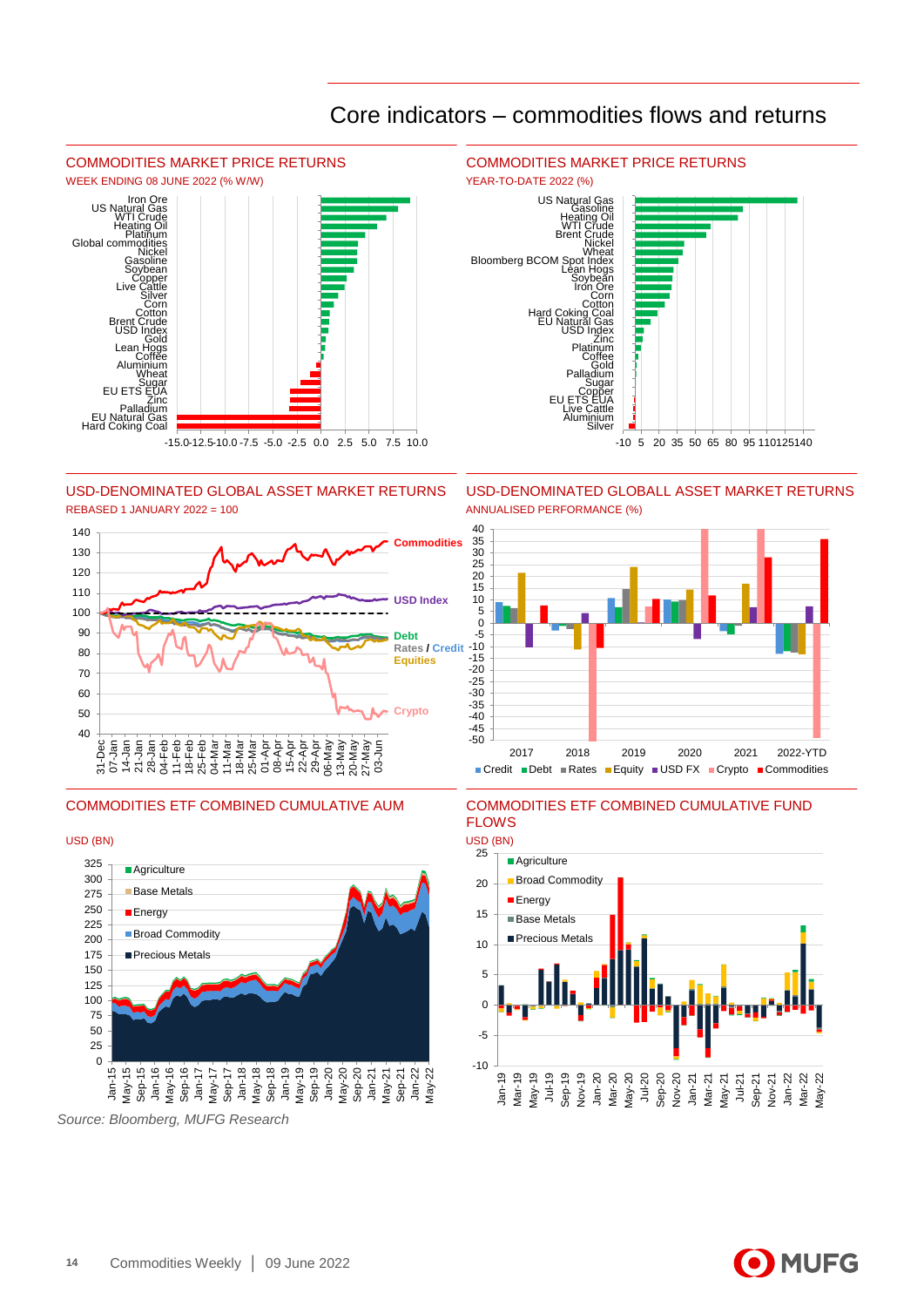# Core indicators – commodities flows and returns

## COMMODITIES MARKET PRICE RETURNS

WEEK ENDING 08 JUNE 2022 (% W/W)

Iron Ore, US Natural Gas, WTI Crude, Heating Oil, Platinum, Global commodities, Nickel, Gasoline, Soybean, Copper, Live Cattle, Silver, Corn, Cotton, Brent Crude, USD Index, Gold, Lean Hogs, Coffee, Aluminium, Wheat, Sugar, EU ETS EUA, Zinc, Palladium, EU Natural Gas, Hard Coking Coal

-15.0 -12.5 -10.0 -7.5 -5.0 -2.5 0.0 2.5 5.0 7.5 10.0

## COMMODITIES MARKET PRICE RETURNS

YEAR-TO-DATE 2022 (%)

US Natural Gas, Gasoline, Heating Oil, WTI Crude, Brent Crude, Nickel, Wheat, Bloomberg BCOM Spot Index, Lean Hogs, Soybean, Iron Ore, Corn, Cotton, Hard Coking Coal, EU Natural Gas, USD Index, Zinc, Platinum, Coffee, Gold, Palladium, Sugar, Copper, EU ETS EUA, Live Cattle, Aluminium, Silver

-10 5 20 35 50 65 80 95 110 125 140

## USD-DENOMINATED GLOBAL ASSET MARKET RETURNS

REBASED 1 JANUARY 2022 = 100

Commodities, USD Index, Debt, Rates / Credit, Equities, Crypto

## USD-DENOMINATED GLOBALL ASSET MARKET RETURNS

ANNUALISED PERFORMANCE (%)

2017, 2018, 2019, 2020, 2021, 2022-YTD

Credit, Debt, Rates, Equity, USD FX, Crypto, Commodities

## COMMODITIES ETF COMBINED CUMULATIVE AUM

USD (BN)

Agriculture, Base Metals, Energy, Broad Commodity, Precious Metals

## COMMODITIES ETF COMBINED CUMULATIVE FUND FLOWS

USD (BN)

Agriculture, Broad Commodity, Energy, Base Metals, Precious Metals

*Source: Bloomberg, MUFG Research*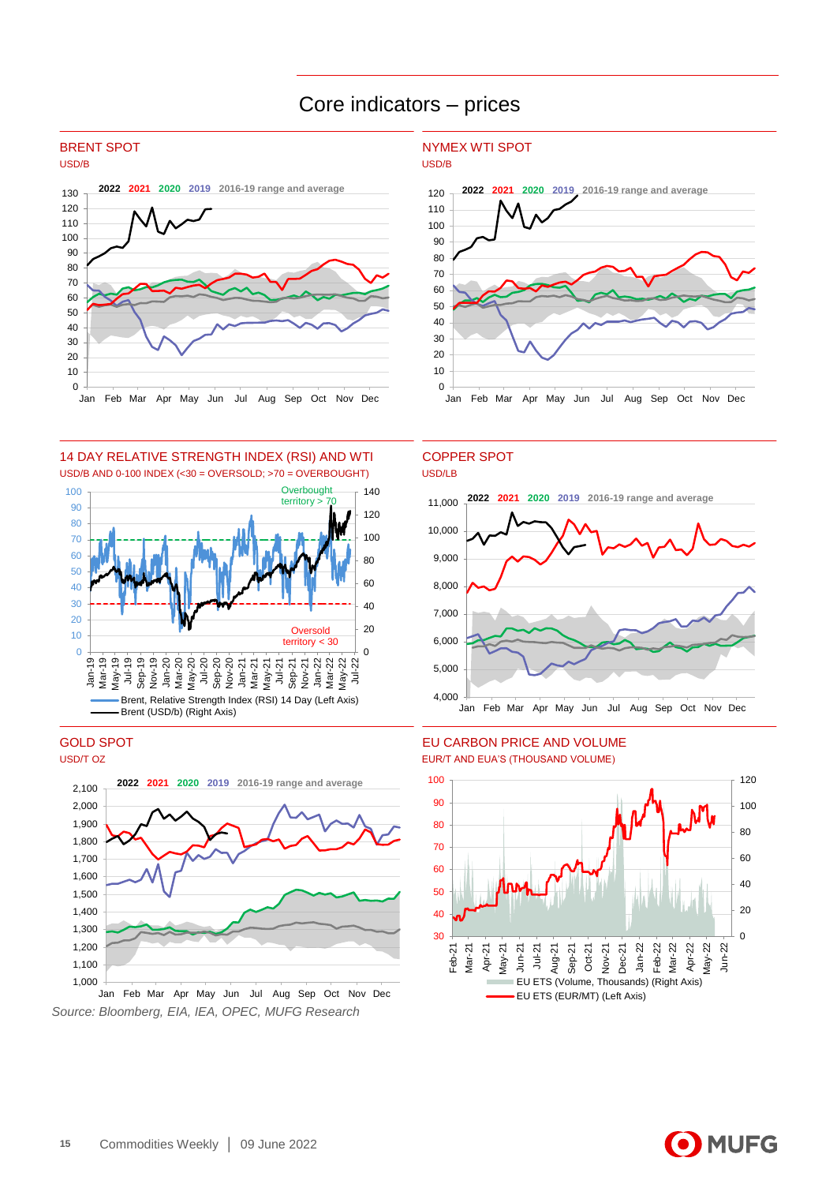# Core indicators – prices

## BRENT SPOT

USD/B

2022 2021 2020 2019 2016-19 range and average

## NYMEX WTI SPOT

USD/B

2022 2021 2020 2019 2016-19 range and average

## 14 DAY RELATIVE STRENGTH INDEX (RSI) AND WTI

USD/B AND 0-100 INDEX (<30 = OVERSOLD; >70 = OVERBOUGHT)

Overbought territory > 70

Oversold territory < 30

Brent, Relative Strength Index (RSI) 14 Day (Left Axis)

Brent (USD/b) (Right Axis)

## COPPER SPOT

USD/LB

2022 2021 2020 2019 2016-19 range and average

## GOLD SPOT

USD/T OZ

2022 2021 2020 2019 2016-19 range and average

## EU CARBON PRICE AND VOLUME

EUR/T AND EUA'S (THOUSAND VOLUME)

EU ETS (Volume, Thousands) (Right Axis)

EU ETS (EUR/MT) (Left Axis)

*Source: Bloomberg, EIA, IEA, OPEC, MUFG Research*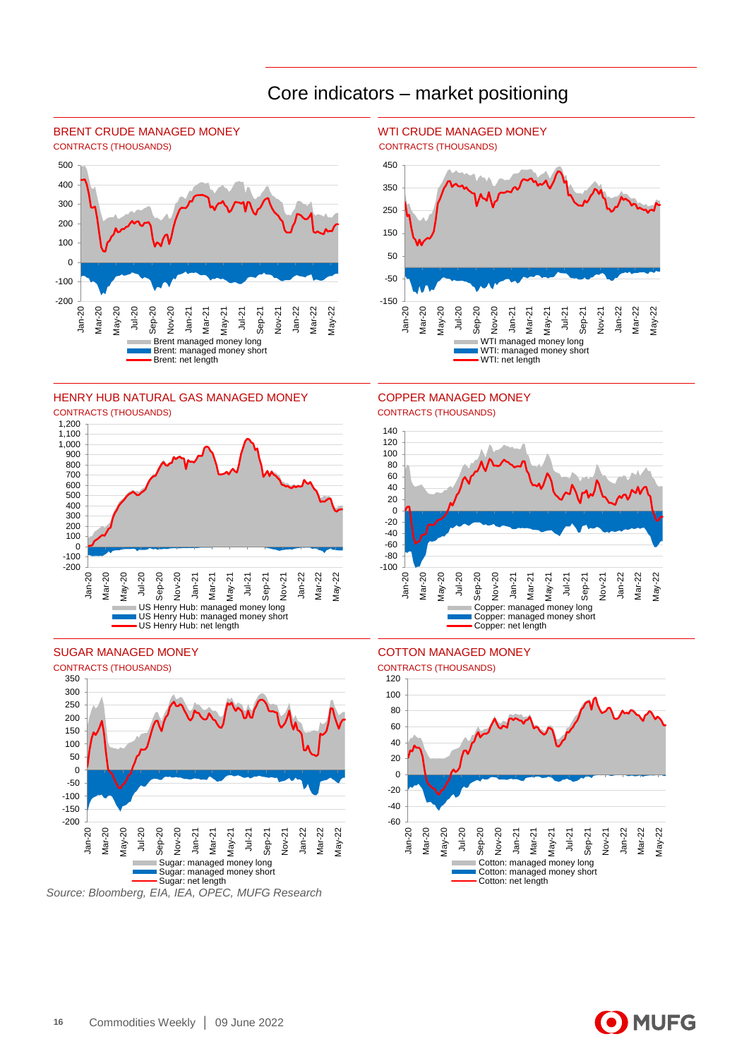# Core indicators – market positioning

## BRENT CRUDE MANAGED MONEY

CONTRACTS (THOUSANDS)

- Brent managed money long
- Brent: managed money short
- Brent: net length

## WTI CRUDE MANAGED MONEY

CONTRACTS (THOUSANDS)

- WTI managed money long
- WTI: managed money short
- WTI: net length

## HENRY HUB NATURAL GAS MANAGED MONEY

CONTRACTS (THOUSANDS)

- US Henry Hub: managed money long
- US Henry Hub: managed money short
- US Henry Hub: net length

## COPPER MANAGED MONEY

CONTRACTS (THOUSANDS)

- Copper: managed money long
- Copper: managed money short
- Copper: net length

## SUGAR MANAGED MONEY

CONTRACTS (THOUSANDS)

- Sugar: managed money long
- Sugar: managed money short
- Sugar: net length

## COTTON MANAGED MONEY

CONTRACTS (THOUSANDS)

- Cotton: managed money long
- Cotton: managed money short
- Cotton: net length

*Source: Bloomberg, EIA, IEA, OPEC, MUFG Research*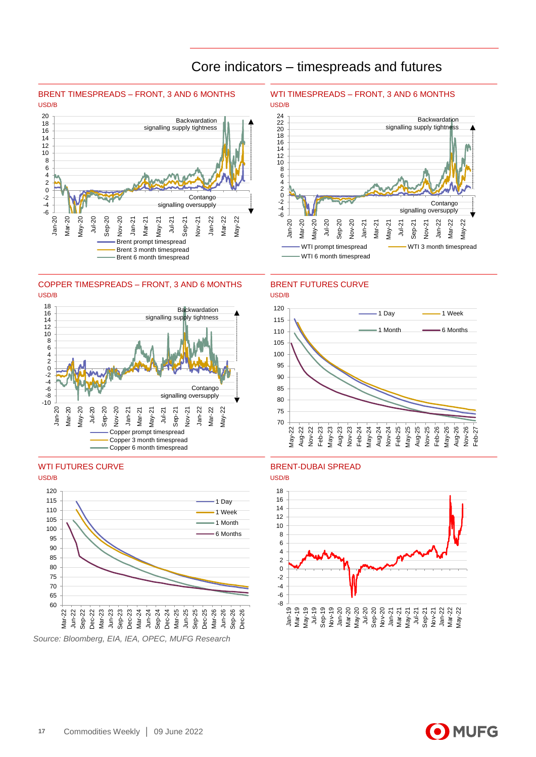# Core indicators – timespreads and futures

## BRENT TIMESPREADS – FRONT, 3 AND 6 MONTHS

USD/B

Backwardation signalling supply tightness

Contango signalling oversupply

Brent prompt timespread
Brent 3 month timespread
Brent 6 month timespread

## WTI TIMESPREADS – FRONT, 3 AND 6 MONTHS

USD/B

Backwardation signalling supply tightness

Contango signalling oversupply

WTI prompt timespread
WTI 3 month timespread
WTI 6 month timespread

## COPPER TIMESPREADS – FRONT, 3 AND 6 MONTHS

USD/B

Backwardation signalling supply tightness

Contango signalling oversupply

Copper prompt timespread
Copper 3 month timespread
Copper 6 month timespread

## BRENT FUTURES CURVE

USD/B

1 Day
1 Week
1 Month
6 Months

## WTI FUTURES CURVE

USD/B

1 Day
1 Week
1 Month
6 Months

## BRENT-DUBAI SPREAD

USD/B

*Source: Bloomberg, EIA, IEA, OPEC, MUFG Research*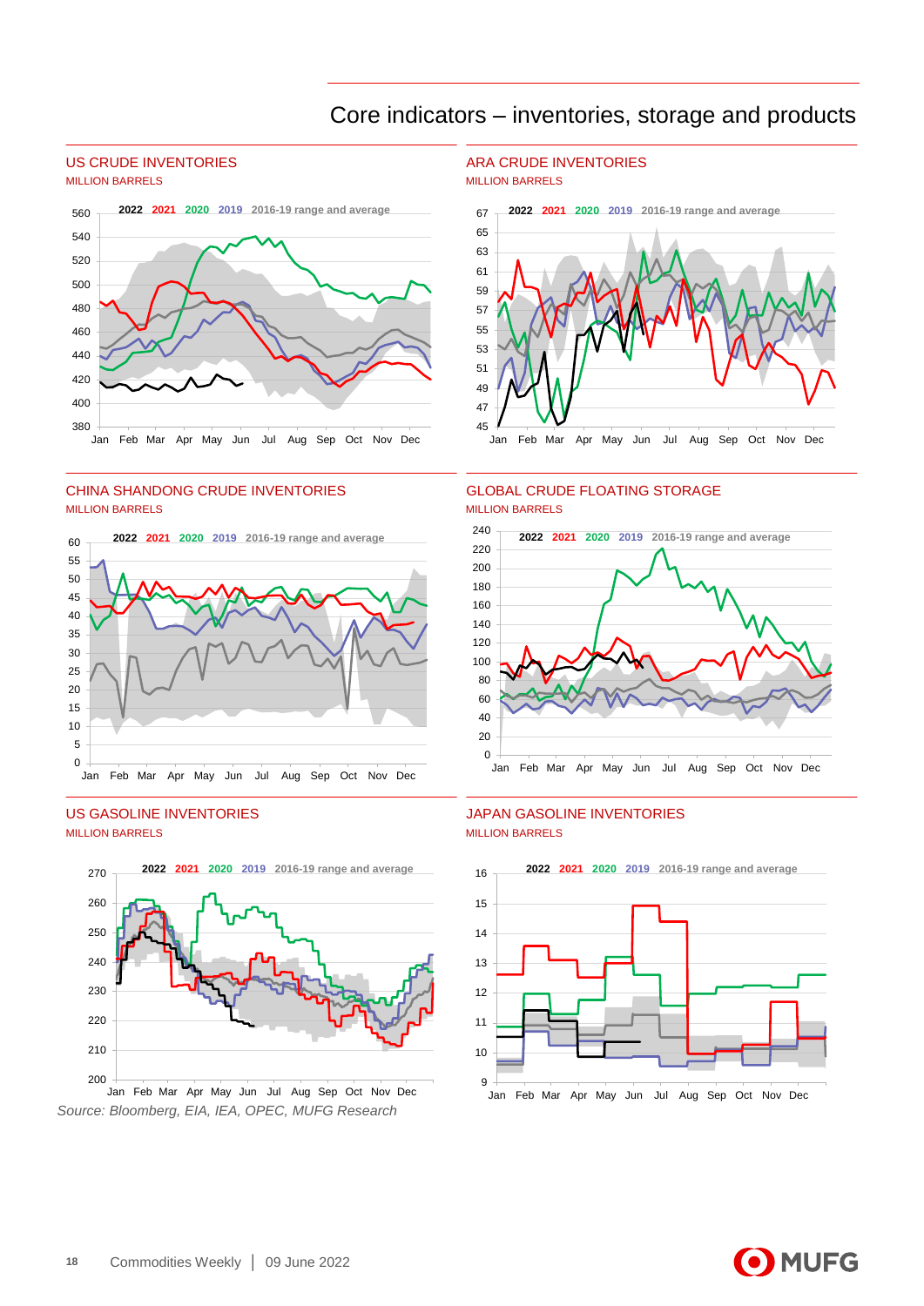# Core indicators – inventories, storage and products

## US CRUDE INVENTORIES

MILLION BARRELS

2022 2021 2020 2019 2016-19 range and average

## ARA CRUDE INVENTORIES

MILLION BARRELS

2022 2021 2020 2019 2016-19 range and average

## CHINA SHANDONG CRUDE INVENTORIES

MILLION BARRELS

2022 2021 2020 2019 2016-19 range and average

## GLOBAL CRUDE FLOATING STORAGE

MILLION BARRELS

2022 2021 2020 2019 2016-19 range and average

## US GASOLINE INVENTORIES

MILLION BARRELS

2022 2021 2020 2019 2016-19 range and average

## JAPAN GASOLINE INVENTORIES

MILLION BARRELS

2022 2021 2020 2019 2016-19 range and average

*Source: Bloomberg, EIA, IEA, OPEC, MUFG Research*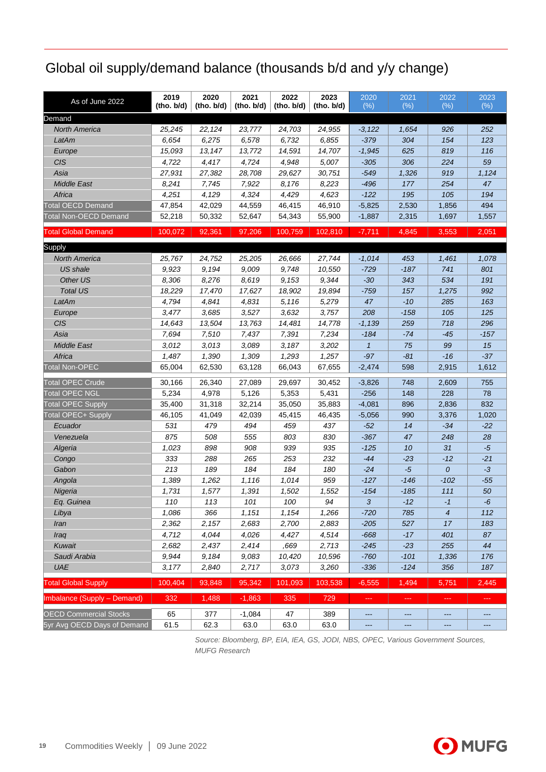# Global oil supply/demand balance (thousands b/d and y/y change)

| As of June 2022 | 2019 (tho. b/d) | 2020 (tho. b/d) | 2021 (tho. b/d) | 2022 (tho. b/d) | 2023 (tho. b/d) | 2020 (%) | 2021 (%) | 2022 (%) | 2023 (%) |
|---|---|---|---|---|---|---|---|---|---|
| **Demand** | | | | | | | | | |
| *North America* | *25,245* | *22,124* | *23,777* | *24,703* | *24,955* | *-3,122* | *1,654* | *926* | *252* |
| *LatAm* | *6,654* | *6,275* | *6,578* | *6,732* | *6,855* | *-379* | *304* | *154* | *123* |
| *Europe* | *15,093* | *13,147* | *13,772* | *14,591* | *14,707* | *-1,945* | *625* | *819* | *116* |
| *CIS* | *4,722* | *4,417* | *4,724* | *4,948* | *5,007* | *-305* | *306* | *224* | *59* |
| *Asia* | *27,931* | *27,382* | *28,708* | *29,627* | *30,751* | *-549* | *1,326* | *919* | *1,124* |
| *Middle East* | *8,241* | *7,745* | *7,922* | *8,176* | *8,223* | *-496* | *177* | *254* | *47* |
| *Africa* | *4,251* | *4,129* | *4,324* | *4,429* | *4,623* | *-122* | *195* | *105* | *194* |
| Total OECD Demand | 47,854 | 42,029 | 44,559 | 46,415 | 46,910 | -5,825 | 2,530 | 1,856 | 494 |
| Total Non-OECD Demand | 52,218 | 50,332 | 52,647 | 54,343 | 55,900 | -1,887 | 2,315 | 1,697 | 1,557 |
| Total Global Demand | 100,072 | 92,361 | 97,206 | 100,759 | 102,810 | -7,711 | 4,845 | 3,553 | 2,051 |
| **Supply** | | | | | | | | | |
| *North America* | *25,767* | *24,752* | *25,205* | *26,666* | *27,744* | *-1,014* | *453* | *1,461* | *1,078* |
| *US shale* | *9,923* | *9,194* | *9,009* | *9,748* | *10,550* | *-729* | *-187* | *741* | *801* |
| *Other US* | *8,306* | *8,276* | *8,619* | *9,153* | *9,344* | *-30* | *343* | *534* | *191* |
| *Total US* | *18,229* | *17,470* | *17,627* | *18,902* | *19,894* | *-759* | *157* | *1,275* | *992* |
| *LatAm* | *4,794* | *4,841* | *4,831* | *5,116* | *5,279* | *47* | *-10* | *285* | *163* |
| *Europe* | *3,477* | *3,685* | *3,527* | *3,632* | *3,757* | *208* | *-158* | *105* | *125* |
| *CIS* | *14,643* | *13,504* | *13,763* | *14,481* | *14,778* | *-1,139* | *259* | *718* | *296* |
| *Asia* | *7,694* | *7,510* | *7,437* | *7,391* | *7,234* | *-184* | *-74* | *-45* | *-157* |
| *Middle East* | *3,012* | *3,013* | *3,089* | *3,187* | *3,202* | *1* | *75* | *99* | *15* |
| *Africa* | *1,487* | *1,390* | *1,309* | *1,293* | *1,257* | *-97* | *-81* | *-16* | *-37* |
| Total Non-OPEC | 65,004 | 62,530 | 63,128 | 66,043 | 67,655 | -2,474 | 598 | 2,915 | 1,612 |
| Total OPEC Crude | 30,166 | 26,340 | 27,089 | 29,697 | 30,452 | -3,826 | 748 | 2,609 | 755 |
| Total OPEC NGL | 5,234 | 4,978 | 5,126 | 5,353 | 5,431 | -256 | 148 | 228 | 78 |
| Total OPEC Supply | 35,400 | 31,318 | 32,214 | 35,050 | 35,883 | -4,081 | 896 | 2,836 | 832 |
| Total OPEC+ Supply | 46,105 | 41,049 | 42,039 | 45,415 | 46,435 | -5,056 | 990 | 3,376 | 1,020 |
| *Ecuador* | *531* | *479* | *494* | *459* | *437* | *-52* | *14* | *-34* | *-22* |
| *Venezuela* | *875* | *508* | *555* | *803* | *830* | *-367* | *47* | *248* | *28* |
| *Algeria* | *1,023* | *898* | *908* | *939* | *935* | *-125* | *10* | *31* | *-5* |
| *Congo* | *333* | *288* | *265* | *253* | *232* | *-44* | *-23* | *-12* | *-21* |
| *Gabon* | *213* | *189* | *184* | *184* | *180* | *-24* | *-5* | *0* | *-3* |
| *Angola* | *1,389* | *1,262* | *1,116* | *1,014* | *959* | *-127* | *-146* | *-102* | *-55* |
| *Nigeria* | *1,731* | *1,577* | *1,391* | *1,502* | *1,552* | *-154* | *-185* | *111* | *50* |
| *Eq. Guinea* | *110* | *113* | *101* | *100* | *94* | *3* | *-12* | *-1* | *-6* |
| *Libya* | *1,086* | *366* | *1,151* | *1,154* | *1,266* | *-720* | *785* | *4* | *112* |
| *Iran* | *2,362* | *2,157* | *2,683* | *2,700* | *2,883* | *-205* | *527* | *17* | *183* |
| *Iraq* | *4,712* | *4,044* | *4,026* | *4,427* | *4,514* | *-668* | *-17* | *401* | *87* |
| *Kuwait* | *2,682* | *2,437* | *2,414* | *,669* | *2,713* | *-245* | *-23* | *255* | *44* |
| *Saudi Arabia* | *9,944* | *9,184* | *9,083* | *10,420* | *10,596* | *-760* | *-101* | *1,336* | *176* |
| *UAE* | *3,177* | *2,840* | *2,717* | *3,073* | *3,260* | *-336* | *-124* | *356* | *187* |
| Total Global Supply | 100,404 | 93,848 | 95,342 | 101,093 | 103,538 | -6,555 | 1,494 | 5,751 | 2,445 |
| Imbalance (Supply – Demand) | 332 | 1,488 | -1,863 | 335 | 729 | --- | --- | --- | --- |
| OECD Commercial Stocks | 65 | 377 | -1,084 | 47 | 389 | --- | --- | --- | --- |
| 5yr Avg OECD Days of Demand | 61.5 | 62.3 | 63.0 | 63.0 | 63.0 | --- | --- | --- | --- |

*Source: Bloomberg, BP, EIA, IEA, GS, JODI, NBS, OPEC, Various Government Sources, MUFG Research*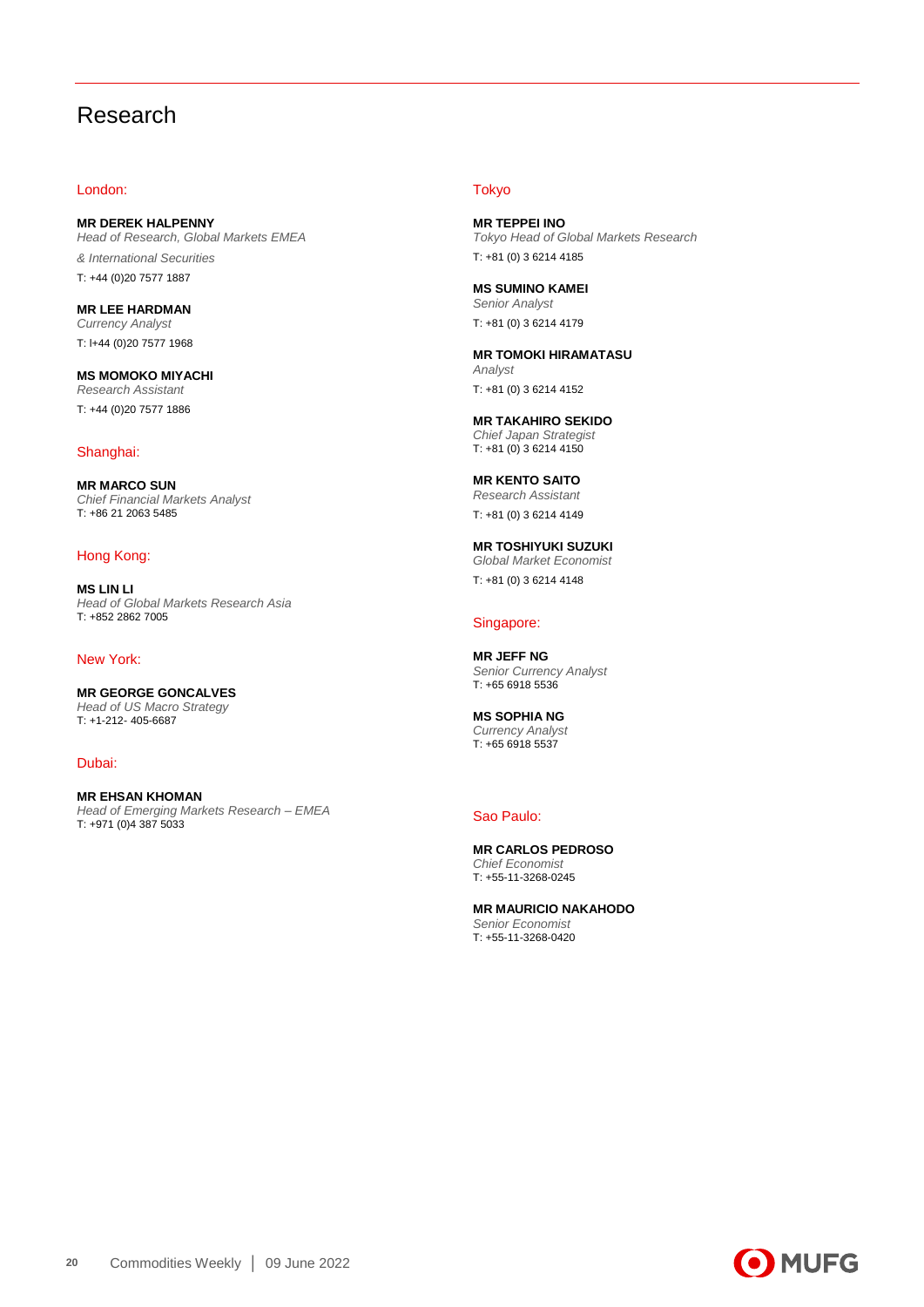# Research

## London:

**MR DEREK HALPENNY**
*Head of Research, Global Markets EMEA*
*& International Securities*
T: +44 (0)20 7577 1887

**MR LEE HARDMAN**
*Currency Analyst*
T: l+44 (0)20 7577 1968

**MS MOMOKO MIYACHI**
*Research Assistant*
T: +44 (0)20 7577 1886

## Shanghai:

**MR MARCO SUN**
*Chief Financial Markets Analyst*
T: +86 21 2063 5485

## Hong Kong:

**MS LIN LI**
*Head of Global Markets Research Asia*
T: +852 2862 7005

## New York:

**MR GEORGE GONCALVES**
*Head of US Macro Strategy*
T: +1-212- 405-6687

## Dubai:

**MR EHSAN KHOMAN**
*Head of Emerging Markets Research – EMEA*
T: +971 (0)4 387 5033

## Tokyo

**MR TEPPEI INO**
*Tokyo Head of Global Markets Research*
T: +81 (0) 3 6214 4185

**MS SUMINO KAMEI**
*Senior Analyst*
T: +81 (0) 3 6214 4179

**MR TOMOKI HIRAMATASU**
*Analyst*
T: +81 (0) 3 6214 4152

**MR TAKAHIRO SEKIDO**
*Chief Japan Strategist*
T: +81 (0) 3 6214 4150

**MR KENTO SAITO**
*Research Assistant*
T: +81 (0) 3 6214 4149

**MR TOSHIYUKI SUZUKI**
*Global Market Economist*
T: +81 (0) 3 6214 4148

## Singapore:

**MR JEFF NG**
*Senior Currency Analyst*
T: +65 6918 5536

**MS SOPHIA NG**
*Currency Analyst*
T: +65 6918 5537

## Sao Paulo:

**MR CARLOS PEDROSO**
*Chief Economist*
T: +55-11-3268-0245

**MR MAURICIO NAKAHODO**
*Senior Economist*
T: +55-11-3268-0420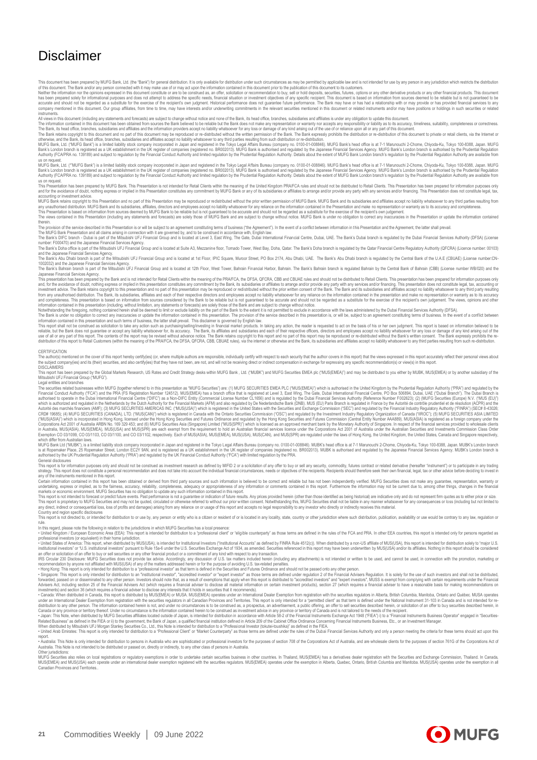# Disclaimer

This document has been prepared by MUFG Bank, Ltd. (the "Bank") for general distribution. It is only available for distribution under such circumstances as may be permitted by applicable law and is not intended for use by any person in any jurisdiction which restricts the distribution of this document. The Bank and/or any person connected with it may make use of or may act upon the information contained in this document prior to the publication of this document to its customers.

Neither the information nor the opinions expressed in this document constitute or are to be construed as, an offer, solicitation or recommendation to buy, sell or hold deposits, securities, futures, options or any other derivative products or any other financial products. This document has been prepared solely for informational purposes and does not attempt to address the specific needs, financial situation or investment objectives of any specific recipient. This document is based on information from sources deemed to be reliable but is not guaranteed to be accurate and should not be regarded as a substitute for the exercise of the recipient's own judgment. Historical performance does not guarantee future performance. The Bank may have or has had a relationship with or may provide or has provided financial services to any company mentioned in this document. Our group affiliates, from time to time, may have interests and/or underwriting commitments in the relevant securities mentioned in this document or related instruments and/or may have positions or holdings in such securities or related instruments.

All views in this document (including any statements and forecasts) are subject to change without notice and none of the Bank, its head office, branches, subsidiaries and affiliates is under any obligation to update this document.

The information contained in this document has been obtained from sources the Bank believed to be reliable but the Bank does not make any representation or warranty nor accepts any responsibility or liability as to its accuracy, timeliness, suitability, completeness or correctness. The Bank, its head office, branches, subsidiaries and affiliates and the information providers accept no liability whatsoever for any loss or damage of any kind arising out of the use of or reliance upon all or any part of this document.

The Bank retains copyright to this document and no part of this document may be reproduced or re-distributed without the written permission of the Bank. The Bank expressly prohibits the distribution or re-distribution of this document to private or retail clients, via the Internet or otherwise, and the Bank, its head office, branches, subsidiaries and affiliates accept no liability whatsoever to any third parties resulting from such distribution or re-distribution.

MUFG Bank, Ltd. ("MUFG Bank") is a limited liability stock company incorporated in Japan and registered in the Tokyo Legal Affairs Bureau (company no. 0100-01-008846). MUFG Bank's head office is at 7-1 Marunouchi 2-Chome, Chiyoda-Ku, Tokyo 100-8388, Japan. MUFG Bank's London branch is registered as a UK establishment in the UK register of companies (registered no. BR002013). MUFG Bank is authorised and regulated by the Japanese Financial Services Agency. MUFG Bank's London branch is authorised by the Prudential Regulation Authority (FCA/PRA no. 139189) and subject to regulation by the Financial Conduct Authority and limited regulation by the Prudential Regulation Authority. Details about the extent of MUFG Bank London branch's regulation by the Prudential Regulation Authority are available from us on request.

MUFG Bank, Ltd. ("MUFG Bank") is a limited liability stock company incorporated in Japan and registered in the Tokyo Legal Affairs Bureau (company no. 0100-01-008846). MUFG Bank's head office is at 7-1 Marunouchi 2-Chome, Chiyoda-Ku, Tokyo 100-8388, Japan. MUFG Bank's London branch is registered as a UK establishment in the UK register of companies (registered no. BR002013). MUFG Bank is authorised and regulated by the Japanese Financial Services Agency. MUFG Bank's London branch is authorised by the Prudential Regulation Authority (FCA/PRA no. 139189) and subject to regulation by the Financial Conduct Authority and limited regulation by the Prudential Regulation Authority. Details about the extent of MUFG Bank London branch's regulation by the Prudential Regulation Authority are available from us on request.

This Presentation has been prepared by MUFG Bank. This Presentation is not intended for Retail Clients within the meaning of the United Kingdom PRA/FCA rules and should not be distributed to Retail Clients. This Presentation has been prepared for information purposes only and for the avoidance of doubt, nothing express or implied in this Presentation constitutes any commitment by MUFG Bank or any of its subsidiaries or affiliates to arrange and/or provide any party with any services and/or financing. This Presentation does not constitute legal, tax, accounting or investment advice.

MUFG Bank retains copyright to this Presentation and no part of this Presentation may be reproduced or redistributed without the prior written permission of MUFG Bank. MUFG Bank and its subsidiaries and affiliates accept no liability whatsoever to any third parties resulting from any unauthorised distribution. MUFG Bank and its subsidiaries, affiliates, directors and employees accept no liability whatsoever for any reliance on the information contained in the Presentation and make no representation or warranty as to its accuracy and completeness.

This Presentation is based on information from sources deemed by MUFG Bank to be reliable but is not guaranteed to be accurate and should not be regarded as a substitute for the exercise of the recipient's own judgement.

The views contained in this Presentation (including any statements and forecasts) are solely those of MUFG Bank and are subject to change without notice. MUFG Bank is under no obligation to correct any inaccuracies in the Presentation or update the information contained therein.

The provision of the service described in this Presentation is or will be subject to an agreement constituting terms of business (the "Agreement"). In the event of a conflict between information in this Presentation and the Agreement, the latter shall prevail.

The MUFG Bank Presentation and all claims arising in connection with it are governed by, and to be construed in accordance with, English law.

The Bank's DIFC branch - Dubai is part of the Mitsubishi UFJ Financial Group and is located at Level 3, East Wing, The Gate, Dubai International Financial Centre, Dubai, UAE. The Bank's Dubai branch is regulated by the Dubai Financial Services Authority (DFSA) (License number: F000470) and the Japanese Financial Services Agency.

The Bank's Doha office is part of the Mitsubishi UFJ Financial Group and is located at Suite A3, Mezzanine floor, Tornado Tower, West Bay, Doha, Qatar. The Bank's Doha branch is regulated by the Qatar Financial Centre Regulatory Authority (QFCRA) (licence number: 00103) and the Japanese Financial Services Agency.

The Bank's Abu Dhabi branch is part of the Mitsubishi UFJ Financial Group and is located at 1st Floor, IPIC Square, Muroor Street, PO Box 2174, Abu Dhabi, UAE. The Bank's Abu Dhabi branch is regulated by the Central Bank of the U.A.E (CBUAE) (License number:CN-1002032) and the Japanese Financial Services Agency.

The Bank's Bahrain branch is part of the Mitsubishi UFJ Financial Group and is located at 12th Floor, West Tower, Bahrain Financial Harbor, Bahrain. The Bank's Bahrain branch is regulated Bahrain by the Central Bank of Bahrain (CBB) (License number WB/020) and the Japanese Financial Services Agency.

This presentation has been prepared by the Bank and is not intended for Retail Clients within the meaning of the PRA/FCA, the DFSA, QFCRA, CBB and CBUAE rules and should not be distributed to Retail Clients. This presentation has been prepared for information purposes only and, for the avoidance of doubt, nothing express or implied in this presentation constitutes any commitment by the Bank, its subsidiaries or affiliates to arrange and/or provide any party with any services and/or financing. This presentation does not constitute legal, tax, accounting or investment advice. The Bank retains copyright to this presentation and no part of this presentation may be reproduced or redistributed without the prior written consent of the Bank. The Bank and its subsidiaries and affiliates accept no liability whatsoever to any third party resulting from any unauthorised distribution. The Bank, its subsidiaries, affiliates and each of their respective directors and employees accept no liability whatsoever for any reliance on the information contained in the presentation and make no representation or warranty as to its accuracy and completeness. This presentation is based on information from sources deemed by the Bank to be reliable but is not guaranteed to be accurate and should not be regarded as a substitute for the exercise of the recipient's own judgement. The views, opinions and other information contained in this presentation (including, without limitation, any statements or forecasts) are solely those of the Bank and are subject to change without notice.

Notwithstanding the foregoing, nothing contained herein shall be deemed to limit or exclude liability on the part of the Bank to the extent it is not permitted to exclude in accordance with the laws administered by the Dubai Financial Services Authority (DFSA).

The Bank is under no obligation to correct any inaccuracies or update the information contained in this presentation. The provision of the service described in this presentation is, or will be, subject to an agreement constituting terms of business. In the event of a conflict between information contained in this presentation and such terms of business, the latter shall prevail. This disclaimer is governed by English law.

This report shall not be construed as solicitation to take any action such as purchasing/selling/investing in financial market products. In taking any action, the reader is requested to act on the basis of his or her own judgment. This report is based on information believed to be reliable, but the Bank does not guarantee or accept any liability whatsoever for, its accuracy. The Bank, its affiliates and subsidiaries and each of their respective officers, directors and employees accept no liability whatsoever for any loss or damage of any kind arising out of the use of all or any part of this report. The contents of the report may be revised without advance notice. The Bank retains copyright to this report and no part of this report may be reproduced or re-distributed without the Bank's written consent. The Bank expressly prohibits the re-distribution of this report to Retail Customers (within the meaning of the PRA/FCA, the DFSA, QFCRA, CBB, CBUAE rules), via the internet or otherwise and the Bank, its subsidiaries and affiliates accept no liability whatsoever to any third parties resulting from such re-distribution.

CERTIFICATION

The author(s) mentioned on the cover of this report hereby certify(ies) (or, where multiple authors are responsible, individually certify with respect to each security that the author covers in this report) that the views expressed in this report accurately reflect their personal views about the subject company(ies) and its (their) securities, and also certify(ies) that they have not been, are not, and will not be receiving direct or indirect compensation in exchange for expressing any specific recommendation(s) or view(s) in this report.

DISCLAIMERS

This report has been prepared by the Global Markets Research, US Rates and Credit Strategy desks within MUFG Bank , Ltd. ("MUBK") and MUFG Securities EMEA plc ("MUS(EMEA)") and may be distributed to you either by MUBK, MUS(EMEA) or by another subsidiary of the Mitsubishi UFJ Financial Group ("MUFG").

Legal entities and branches

The securities related businesses within MUFG (together referred to in this presentation as "MUFG Securities") are: (1) MUFG SECURITIES EMEA PLC ("MUS(EMEA)") which is authorised in the United Kingdom by the Prudential Regulation Authority ("PRA") and regulated by the Financial Conduct Authority ("FCA") and the PRA (FS Registration Number 124512). MUS(EMEA) has a branch office that is registered at Level 3, East Wing, The Gate, Dubai International Financial Centre, PO Box 506894, Dubai, UAE ("Dubai Branch"). The Dubai Branch is authorised to operate in the Dubai International Financial Centre ("DIFC") as a Non-DIFC Entity (Commercial License Number CL1656) and is regulated by the Dubai Financial Services Authority (Reference Number F002623); (2) (MUFG Securities (Europe) N.V. ("MUS (EU)") which is authorized and regulated in the Netherlands by the Dutch Authority for the Financial Markets (AFM) and also regulated by De Nederlandsche Bank (DNB). MUS (EU) Paris Branch is regulated in France by the Autorité de contrôle prudentiel et de résolution (ACPR) and the Autorité des marchés financiers (AMF); (3) MUFG SECURITIES AMERICAS INC. ("MUS(USA)") which is registered in the United States with the Securities and Exchange Commission ("SEC") and regulated by the Financial Industry Regulatory Authority ("FINRA") (SEC# 8-43026; CRD# 19685); (4) MUFG SECURITIES (CANADA), LTD. ("MUS(CAN)") which is registered in Canada with the Ontario Securities Commission ("OSC") and regulated by the Investment Industry Regulatory Organization of Canada ("IIROC"); (5) MUFG SECURITIES ASIA LIMITED ("MUS(ASIA)") which is incorporated in Hong Kong, licensed under the Hong Kong Securities and Futures Ordinance and regulated by the Hong Kong Securities and Futures Commission (Central Entity Number AAA899). MUS(ASIA) is registered as a foreign company under the Corporations Act 2001 of Australia ARBN No. 169 329 453; and (6) MUFG Securities Asia (Singapore) Limited ("MUS(SPR)") which is licensed as an approved merchant bank by the Monetary Authority of Singapore. In respect of the financial services provided to wholesale clients in Australia, MUS(ASIA), MUS(EMEA), MUS(USA) and MUS(SPR) are each exempt from the requirement to hold an Australian financial services licence under the Corporations Act 2001 of Australia under the Australian Securities and Investments Commission Class Order Exemption CO 03/1099, CO 03/1103, CO 03/1100, and CO 03/1102, respectively. Each of MUS(ASIA), MUS(EMEA), MUS(USA), MUS(CAN), and MUS(SPR) are regulated under the laws of Hong Kong, the United Kingdom, the United States, Canada and Singapore respectively, which differ from Australian laws.

MUFG Bank Ltd ("MUBK"), is a limited liability stock company incorporated in Japan and registered in the Tokyo Legal Affairs Bureau (company no. 0100-01-008846). MUBK's head office is at 7-1 Marunouchi 2-Chome, Chiyoda-Ku, Tokyo 100-8388, Japan. MUBK's London branch is at Ropemaker Place, 25 Ropemaker Street, London EC2Y 9AN, and is registered as a UK establishment in the UK register of companies (registered no. BR002013). MUBK is authorised and regulated by the Japanese Financial Services Agency. MUBK's London branch is authorised by the UK Prudential Regulation Authority ("PRA") and regulated by the UK Financial Conduct Authority ("FCA") with limited regulation by the PRA.

General disclosures

This report is for information purposes only and should not be construed as investment research as defined by MIFID 2 or a solicitation of any offer to buy or sell any security, commodity, futures contract or related derivative (hereafter "instrument") or to participate in any trading strategy. This report does not constitute a personal recommendation and does not take into account the individual financial circumstances, needs or objectives of the recipients. Recipients should therefore seek their own financial, legal, tax or other advice before deciding to invest in any of the instruments mentioned in this report.

Certain information contained in this report has been obtained or derived from third party sources and such information is believed to be correct and reliable but has not been independently verified. MUFG Securities does not make any guarantee, representation, warranty or undertaking, express or implied, as to the fairness, accuracy, reliability, completeness, adequacy or appropriateness of any information or comments contained in this report. Furthermore the information may not be current due to, among other things, changes in the financial markets or economic environment. MUFG Securities has no obligation to update any such information contained in this report.

This report is not intended to forecast or predict future events. Past performance is not a guarantee or indication of future results. Any prices provided herein (other than those identified as being historical) are indicative only and do not represent firm quotes as to either price or size. This report is proprietary to MUFG Securities and may not be quoted, circulated or otherwise referred to without our prior written consent. Notwithstanding this, MUFG Securities shall not be liable in any manner whatsoever for any consequences or loss (including but not limited to any direct, indirect or consequential loss, loss of profits and damages) arising from any reliance on or usage of this report and accepts no legal responsibility to any investor who directly or indirectly receives this material.

Country and region specific disclosures

This report is not directed to, or intended for distribution to or use by, any person or entity who is a citizen or resident of or is located in any locality, state, country or other jurisdiction where such distribution, publication, availability or use would be contrary to any law, regulation or rule.

In this regard, please note the following in relation to the jurisdictions in which MUFG Securities has a local presence:

- United Kingdom / European Economic Area (EEA): This report is intended for distribution to a "professional client" or "eligible counterparty" as those terms are defined in the rules of the FCA and PRA. In other EEA countries, this report is intended only for persons regarded as professional investors (or equivalent) in their home jurisdiction.
- United States of America: This report, when distributed by MUS(USA), is intended for Institutional Investors ("Institutional Accounts" as defined by FINRA Rule 4512(c)). When distributed by a non-US affiliate of MUS(USA), this report is intended for distribution solely to "major U.S. institutional investors" or "U.S. institutional investors" pursuant to Rule 15a-6 under the U.S. Securities Exchange Act of 1934, as amended. Securities referenced in this report may have been underwritten by MUS(USA) and/or its affiliates. Nothing in this report should be considered an offer or solicitation of an offer to buy or sell securities or any other financial product or a commitment of any kind with respect to any transaction.

IRS Circular 230 Disclosure: MUFG Securities does not provide tax advice. Accordingly, any discussion of U.S. tax matters included herein (including any attachments) is not intended or written to be used, and cannot be used, in connection with the promotion, marketing or recommendation by anyone not affiliated with MUS(USA) of any of the matters addressed herein or for the purpose of avoiding U.S. tax-related penalties.

- Hong Kong: This report is only intended for distribution to a "professional investor" as that term is defined in the Securities and Futures Ordinance and should not be passed onto any other person.
- Singapore: This report is only intended for distribution to an "institutional investor", "accredited investor" or "expert investor" as those terms are defined under regulation 2 of the Financial Advisers Regulation. It is solely for the use of such investors and shall not be distributed, forwarded, passed on or disseminated to any other person. Investors should note that, as a result of exemptions that apply when this report is distributed to "accredited investors" and "expert investors", MUSS is exempt from complying with certain requirements under the Financial Advisers Act, including section 25 of the Financial Advisers Act (which requires a financial adviser to disclose all material information on certain investment products), section 27 (which requires a financial adviser to have a reasonable basis for making recommendations on investments) and section 36 (which requires a financial adviser to disclose any interests that it holds in securities that it recommends).
- Canada: When distributed in Canada, this report is distributed by MUS(EMEA) or MUSA. MUS(EMEA) operates under an International Dealer Exemption from registration with the securities regulators in Alberta, British Columbia, Manitoba, Ontario and Québec. MUSA operates under an International Dealer Exemption from registration with the securities regulators in all Canadian Provinces and Territories. This report is only intended for a "permitted client" as that term is defined under the National Instrument 31-103 in Canada and is not intended for re-distribution to any other person. The information contained herein is not, and under no circumstances is to be construed as, a prospectus, an advertisement, a public offering, an offer to sell securities described herein, or solicitation of an offer to buy securities described herein, in Canada or any province or territory thereof. Under no circumstance is the information contained herein to be construed as investment advice in any province or territory of Canada and is not tailored to the needs of the recipient.
- Japan: This Note, when distributed by MUFG Securities affiliates located outside of Japan, is intended for distribution in accordance with Article 58-2 of the Financial Instruments Exchange Act 1948 ("FIEA") i) to a "Financial Instruments Business Operator" engaged in "Securities-Related Business" as defined in the FIEA or ii) to the government, the Bank of Japan, a qualified financial institution defined in Article 209 of the Cabinet Office Ordinance Concerning Financial Instruments Business, Etc., or an Investment Manager.

When distributed by Mitsubishi UFJ Morgan Stanley Securities Co., Ltd., this Note is intended for distribution to a "Professional Investor (tokutei-toushika)" as defined in the FIEA.

- United Arab Emirates: This report is only intended for distribution to a "Professional Client" or "Market Counterparty" as those terms are defined under the rules of the Dubai Financial Services Authority and only a person meeting the criteria for these terms should act upon this report.
- Australia: This Note is only intended for distribution to persons in Australia who are sophisticated or professional investors for the purposes of section 708 of the Corporations Act of Australia, and are wholesale clients for the purposes of section 761G of the Corporations Act of Australia. This Note is not intended to be distributed or passed on, directly or indirectly, to any other class of persons in Australia.

Other jurisdictions:

MUFG Securities also relies on local registrations or regulatory exemptions in order to undertake certain securities business in other countries. In Thailand, MUS(EMEA) has a derivatives dealer registration with the Securities and Exchange Commission, Thailand. In Canada, MUS(EMEA) and MUS(USA) each operate under an international dealer exemption registered with the securities regulators. MUS(EMEA) operates under the exemption in Alberta, Quebec, Ontario, British Columbia and Manitoba. MUS(USA) operates under the exemption in all Canadian Provinces and Territories..